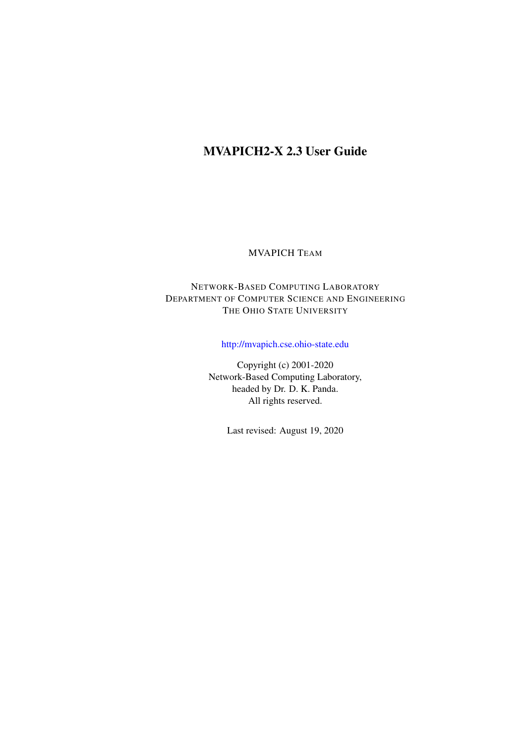# MVAPICH2-X 2.3 User Guide

MVAPICH TEAM

NETWORK-BASED COMPUTING LABORATORY
DEPARTMENT OF COMPUTER SCIENCE AND ENGINEERING
THE OHIO STATE UNIVERSITY

http://mvapich.cse.ohio-state.edu

Copyright (c) 2001-2020
Network-Based Computing Laboratory,
headed by Dr. D. K. Panda.
All rights reserved.

Last revised: August 19, 2020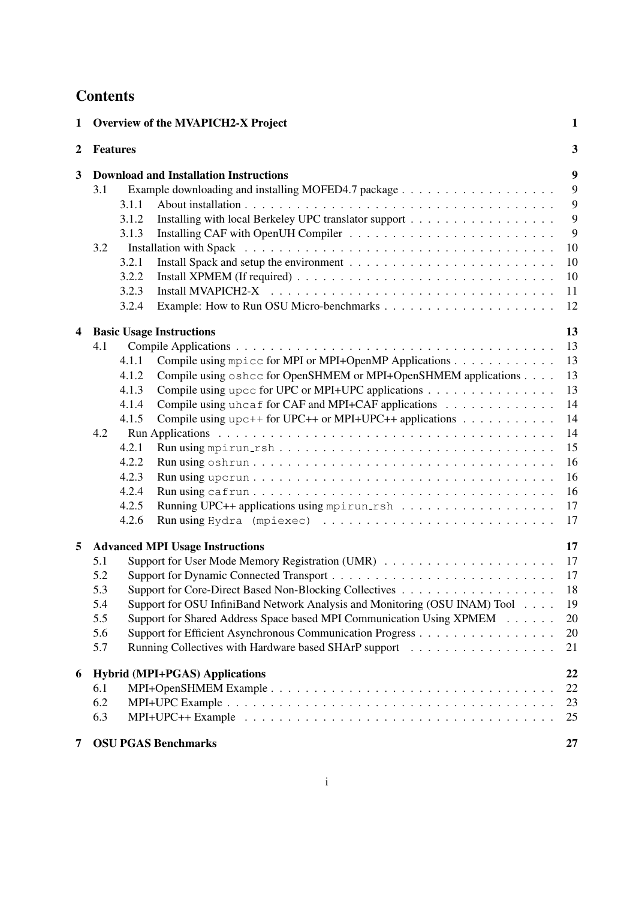# Contents

**1 Overview of the MVAPICH2-X Project** **1**

**2 Features** **3**

**3 Download and Installation Instructions** **9**

- 3.1 Example downloading and installing MOFED4.7 package . . . 9
  - 3.1.1 About installation . . . 9
  - 3.1.2 Installing with local Berkeley UPC translator support . . . 9
  - 3.1.3 Installing CAF with OpenUH Compiler . . . 9
- 3.2 Installation with Spack . . . 10
  - 3.2.1 Install Spack and setup the environment . . . 10
  - 3.2.2 Install XPMEM (If required) . . . 10
  - 3.2.3 Install MVAPICH2-X . . . 11
  - 3.2.4 Example: How to Run OSU Micro-benchmarks . . . 12

**4 Basic Usage Instructions** **13**

- 4.1 Compile Applications . . . 13
  - 4.1.1 Compile using `mpicc` for MPI or MPI+OpenMP Applications . . . 13
  - 4.1.2 Compile using `oshcc` for OpenSHMEM or MPI+OpenSHMEM applications . . . 13
  - 4.1.3 Compile using `upcc` for UPC or MPI+UPC applications . . . 13
  - 4.1.4 Compile using `uhcaf` for CAF and MPI+CAF applications . . . 14
  - 4.1.5 Compile using `upc++` for UPC++ or MPI+UPC++ applications . . . 14
- 4.2 Run Applications . . . 14
  - 4.2.1 Run using `mpirun_rsh` . . . 15
  - 4.2.2 Run using `oshrun` . . . 16
  - 4.2.3 Run using `upcrun` . . . 16
  - 4.2.4 Run using `cafrun` . . . 16
  - 4.2.5 Running UPC++ applications using `mpirun_rsh` . . . 17
  - 4.2.6 Run using `Hydra (mpiexec)` . . . 17

**5 Advanced MPI Usage Instructions** **17**

- 5.1 Support for User Mode Memory Registration (UMR) . . . 17
- 5.2 Support for Dynamic Connected Transport . . . 17
- 5.3 Support for Core-Direct Based Non-Blocking Collectives . . . 18
- 5.4 Support for OSU InfiniBand Network Analysis and Monitoring (OSU INAM) Tool . . . 19
- 5.5 Support for Shared Address Space based MPI Communication Using XPMEM . . . 20
- 5.6 Support for Efficient Asynchronous Communication Progress . . . 20
- 5.7 Running Collectives with Hardware based SHArP support . . . 21

**6 Hybrid (MPI+PGAS) Applications** **22**

- 6.1 MPI+OpenSHMEM Example . . . 22
- 6.2 MPI+UPC Example . . . 23
- 6.3 MPI+UPC++ Example . . . 25

**7 OSU PGAS Benchmarks** **27**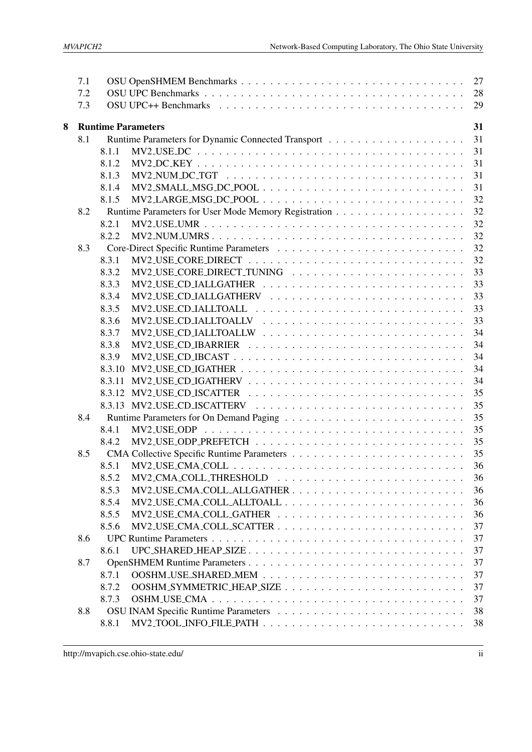7.1 OSU OpenSHMEM Benchmarks . . . . . . . . . . . . . . . . . . . . . . . . . . . . . . . 27
7.2 OSU UPC Benchmarks . . . . . . . . . . . . . . . . . . . . . . . . . . . . . . . . . . . 28
7.3 OSU UPC++ Benchmarks . . . . . . . . . . . . . . . . . . . . . . . . . . . . . . . . . 29

**8 Runtime Parameters 31**

8.1 Runtime Parameters for Dynamic Connected Transport . . . . . . . . . . . . . . . . . . . 31
8.1.1 MV2_USE_DC . . . . . . . . . . . . . . . . . . . . . . . . . . . . . . . . . . . . 31
8.1.2 MV2_DC_KEY . . . . . . . . . . . . . . . . . . . . . . . . . . . . . . . . . . . . 31
8.1.3 MV2_NUM_DC_TGT . . . . . . . . . . . . . . . . . . . . . . . . . . . . . . . . 31
8.1.4 MV2_SMALL_MSG_DC_POOL . . . . . . . . . . . . . . . . . . . . . . . . . . . 31
8.1.5 MV2_LARGE_MSG_DC_POOL . . . . . . . . . . . . . . . . . . . . . . . . . . . 32
8.2 Runtime Parameters for User Mode Memory Registration . . . . . . . . . . . . . . . . . . 32
8.2.1 MV2_USE_UMR . . . . . . . . . . . . . . . . . . . . . . . . . . . . . . . . . . . 32
8.2.2 MV2_NUM_UMRS . . . . . . . . . . . . . . . . . . . . . . . . . . . . . . . . . . 32
8.3 Core-Direct Specific Runtime Parameters . . . . . . . . . . . . . . . . . . . . . . . . . . 32
8.3.1 MV2_USE_CORE_DIRECT . . . . . . . . . . . . . . . . . . . . . . . . . . . . . 32
8.3.2 MV2_USE_CORE_DIRECT_TUNING . . . . . . . . . . . . . . . . . . . . . . . . 33
8.3.3 MV2_USE_CD_IALLGATHER . . . . . . . . . . . . . . . . . . . . . . . . . . . . 33
8.3.4 MV2_USE_CD_IALLGATHERV . . . . . . . . . . . . . . . . . . . . . . . . . . . 33
8.3.5 MV2_USE_CD_IALLTOALL . . . . . . . . . . . . . . . . . . . . . . . . . . . . . 33
8.3.6 MV2_USE_CD_IALLTOALLV . . . . . . . . . . . . . . . . . . . . . . . . . . . . 33
8.3.7 MV2_USE_CD_IALLTOALLW . . . . . . . . . . . . . . . . . . . . . . . . . . . . 34
8.3.8 MV2_USE_CD_IBARRIER . . . . . . . . . . . . . . . . . . . . . . . . . . . . . . 34
8.3.9 MV2_USE_CD_IBCAST . . . . . . . . . . . . . . . . . . . . . . . . . . . . . . . 34
8.3.10 MV2_USE_CD_IGATHER . . . . . . . . . . . . . . . . . . . . . . . . . . . . . . 34
8.3.11 MV2_USE_CD_IGATHERV . . . . . . . . . . . . . . . . . . . . . . . . . . . . . . 34
8.3.12 MV2_USE_CD_ISCATTER . . . . . . . . . . . . . . . . . . . . . . . . . . . . . . 35
8.3.13 MV2_USE_CD_ISCATTERV . . . . . . . . . . . . . . . . . . . . . . . . . . . . . 35
8.4 Runtime Parameters for On Demand Paging . . . . . . . . . . . . . . . . . . . . . . . . 35
8.4.1 MV2_USE_ODP . . . . . . . . . . . . . . . . . . . . . . . . . . . . . . . . . . . 35
8.4.2 MV2_USE_ODP_PREFETCH . . . . . . . . . . . . . . . . . . . . . . . . . . . . 35
8.5 CMA Collective Specific Runtime Parameters . . . . . . . . . . . . . . . . . . . . . . . 35
8.5.1 MV2_USE_CMA_COLL . . . . . . . . . . . . . . . . . . . . . . . . . . . . . . . 36
8.5.2 MV2_CMA_COLL_THRESHOLD . . . . . . . . . . . . . . . . . . . . . . . . . . 36
8.5.3 MV2_USE_CMA_COLL_ALLGATHER . . . . . . . . . . . . . . . . . . . . . . . . 36
8.5.4 MV2_USE_CMA_COLL_ALLTOALL . . . . . . . . . . . . . . . . . . . . . . . . . 36
8.5.5 MV2_USE_CMA_COLL_GATHER . . . . . . . . . . . . . . . . . . . . . . . . . . 36
8.5.6 MV2_USE_CMA_COLL_SCATTER . . . . . . . . . . . . . . . . . . . . . . . . . . 37
8.6 UPC Runtime Parameters . . . . . . . . . . . . . . . . . . . . . . . . . . . . . . . . . . 37
8.6.1 UPC_SHARED_HEAP_SIZE . . . . . . . . . . . . . . . . . . . . . . . . . . . . . 37
8.7 OpenSHMEM Runtime Parameters . . . . . . . . . . . . . . . . . . . . . . . . . . . . . 37
8.7.1 OOSHM_USE_SHARED_MEM . . . . . . . . . . . . . . . . . . . . . . . . . . . . 37
8.7.2 OOSHM_SYMMETRIC_HEAP_SIZE . . . . . . . . . . . . . . . . . . . . . . . . . 37
8.7.3 OSHM_USE_CMA . . . . . . . . . . . . . . . . . . . . . . . . . . . . . . . . . . 37
8.8 OSU INAM Specific Runtime Parameters . . . . . . . . . . . . . . . . . . . . . . . . . . 38
8.8.1 MV2_TOOL_INFO_FILE_PATH . . . . . . . . . . . . . . . . . . . . . . . . . . . . 38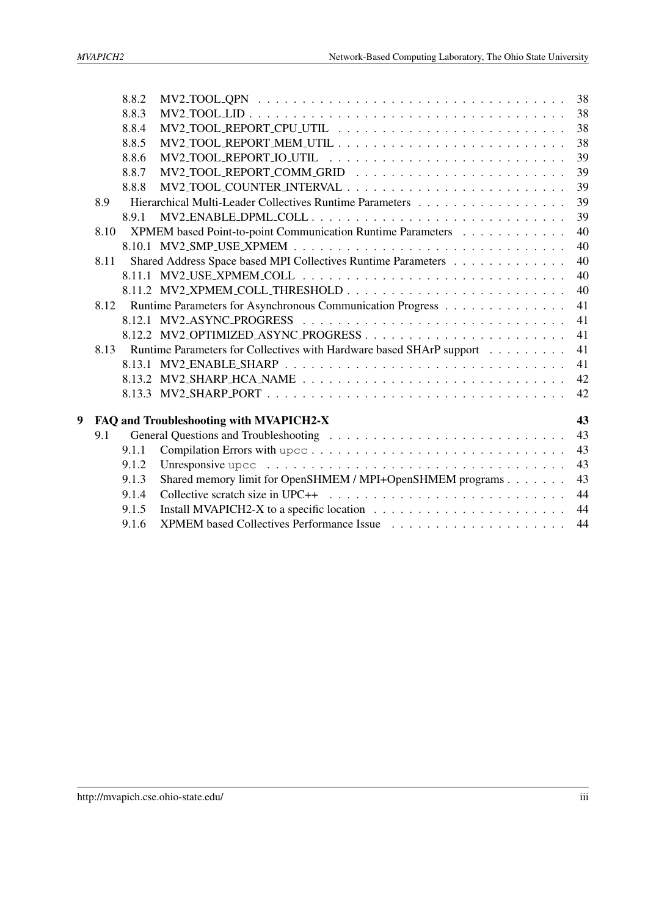- 8.8.2 MV2_TOOL_QPN . . . 38
- 8.8.3 MV2_TOOL_LID . . . 38
- 8.8.4 MV2_TOOL_REPORT_CPU_UTIL . . . 38
- 8.8.5 MV2_TOOL_REPORT_MEM_UTIL . . . 38
- 8.8.6 MV2_TOOL_REPORT_IO_UTIL . . . 39
- 8.8.7 MV2_TOOL_REPORT_COMM_GRID . . . 39
- 8.8.8 MV2_TOOL_COUNTER_INTERVAL . . . 39

8.9 Hierarchical Multi-Leader Collectives Runtime Parameters . . . 39
- 8.9.1 MV2_ENABLE_DPML_COLL . . . 39

8.10 XPMEM based Point-to-point Communication Runtime Parameters . . . 40
- 8.10.1 MV2_SMP_USE_XPMEM . . . 40

8.11 Shared Address Space based MPI Collectives Runtime Parameters . . . 40
- 8.11.1 MV2_USE_XPMEM_COLL . . . 40
- 8.11.2 MV2_XPMEM_COLL_THRESHOLD . . . 40

8.12 Runtime Parameters for Asynchronous Communication Progress . . . 41
- 8.12.1 MV2_ASYNC_PROGRESS . . . 41
- 8.12.2 MV2_OPTIMIZED_ASYNC_PROGRESS . . . 41

8.13 Runtime Parameters for Collectives with Hardware based SHArP support . . . 41
- 8.13.1 MV2_ENABLE_SHARP . . . 41
- 8.13.2 MV2_SHARP_HCA_NAME . . . 42
- 8.13.3 MV2_SHARP_PORT . . . 42

**9 FAQ and Troubleshooting with MVAPICH2-X . . . 43**

9.1 General Questions and Troubleshooting . . . 43
- 9.1.1 Compilation Errors with `upcc` . . . 43
- 9.1.2 Unresponsive `upcc` . . . 43
- 9.1.3 Shared memory limit for OpenSHMEM / MPI+OpenSHMEM programs . . . 43
- 9.1.4 Collective scratch size in UPC++ . . . 44
- 9.1.5 Install MVAPICH2-X to a specific location . . . 44
- 9.1.6 XPMEM based Collectives Performance Issue . . . 44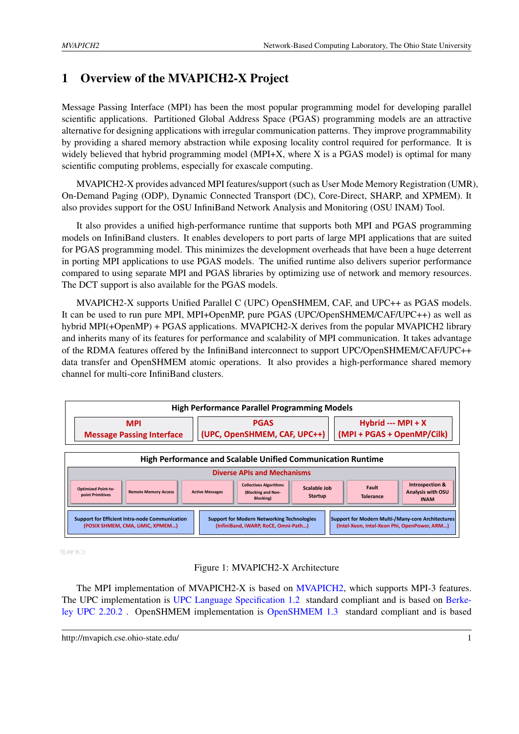# 1 Overview of the MVAPICH2-X Project

Message Passing Interface (MPI) has been the most popular programming model for developing parallel scientific applications. Partitioned Global Address Space (PGAS) programming models are an attractive alternative for designing applications with irregular communication patterns. They improve programmability by providing a shared memory abstraction while exposing locality control required for performance. It is widely believed that hybrid programming model (MPI+X, where X is a PGAS model) is optimal for many scientific computing problems, especially for exascale computing.

MVAPICH2-X provides advanced MPI features/support (such as User Mode Memory Registration (UMR), On-Demand Paging (ODP), Dynamic Connected Transport (DC), Core-Direct, SHARP, and XPMEM). It also provides support for the OSU InfiniBand Network Analysis and Monitoring (OSU INAM) Tool.

It also provides a unified high-performance runtime that supports both MPI and PGAS programming models on InfiniBand clusters. It enables developers to port parts of large MPI applications that are suited for PGAS programming model. This minimizes the development overheads that have been a huge deterrent in porting MPI applications to use PGAS models. The unified runtime also delivers superior performance compared to using separate MPI and PGAS libraries by optimizing use of network and memory resources. The DCT support is also available for the PGAS models.

MVAPICH2-X supports Unified Parallel C (UPC) OpenSHMEM, CAF, and UPC++ as PGAS models. It can be used to run pure MPI, MPI+OpenMP, pure PGAS (UPC/OpenSHMEM/CAF/UPC++) as well as hybrid MPI(+OpenMP) + PGAS applications. MVAPICH2-X derives from the popular MVAPICH2 library and inherits many of its features for performance and scalability of MPI communication. It takes advantage of the RDMA features offered by the InfiniBand interconnect to support UPC/OpenSHMEM/CAF/UPC++ data transfer and OpenSHMEM atomic operations. It also provides a high-performance shared memory channel for multi-core InfiniBand clusters.

**High Performance Parallel Programming Models**

| MPI<br>Message Passing Interface | PGAS<br>(UPC, OpenSHMEM, CAF, UPC++) | Hybrid --- MPI + X<br>(MPI + PGAS + OpenMP/Cilk) |
|---|---|---|

**High Performance and Scalable Unified Communication Runtime**

Diverse APIs and Mechanisms

| Optimized Point-to-point Primitives | Remote Memory Access | Active Messages | Collectives Algorithms (Blocking and Non-Blocking) | Scalable Job Startup | Fault Tolerance | Introspection & Analysis with OSU INAM |
|---|---|---|---|---|---|---|

| Support for Efficient Intra-node Communication (POSIX SHMEM, CMA, LiMIC, XPMEM...) | Support for Modern Networking Technologies (InfiniBand, iWARP, RoCE, Omni-Path...) | Support for Modern Multi-/Many-core Architectures (Intel-Xeon, Intel-Xeon Phi, OpenPower, ARM...) |
|---|---|---|

Figure 1: MVAPICH2-X Architecture

The MPI implementation of MVAPICH2-X is based on MVAPICH2, which supports MPI-3 features. The UPC implementation is UPC Language Specification 1.2 standard compliant and is based on Berkeley UPC 2.20.2 . OpenSHMEM implementation is OpenSHMEM 1.3 standard compliant and is based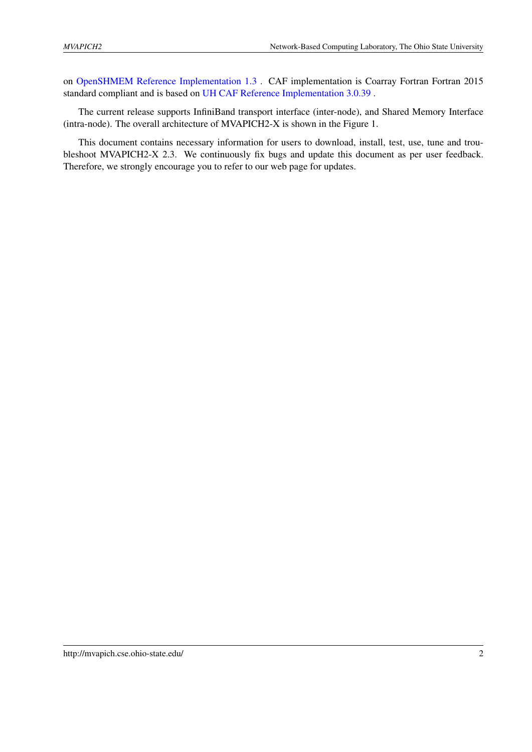on OpenSHMEM Reference Implementation 1.3 . CAF implementation is Coarray Fortran Fortran 2015 standard compliant and is based on UH CAF Reference Implementation 3.0.39 .

The current release supports InfiniBand transport interface (inter-node), and Shared Memory Interface (intra-node). The overall architecture of MVAPICH2-X is shown in the Figure 1.

This document contains necessary information for users to download, install, test, use, tune and troubleshoot MVAPICH2-X 2.3. We continuously fix bugs and update this document as per user feedback. Therefore, we strongly encourage you to refer to our web page for updates.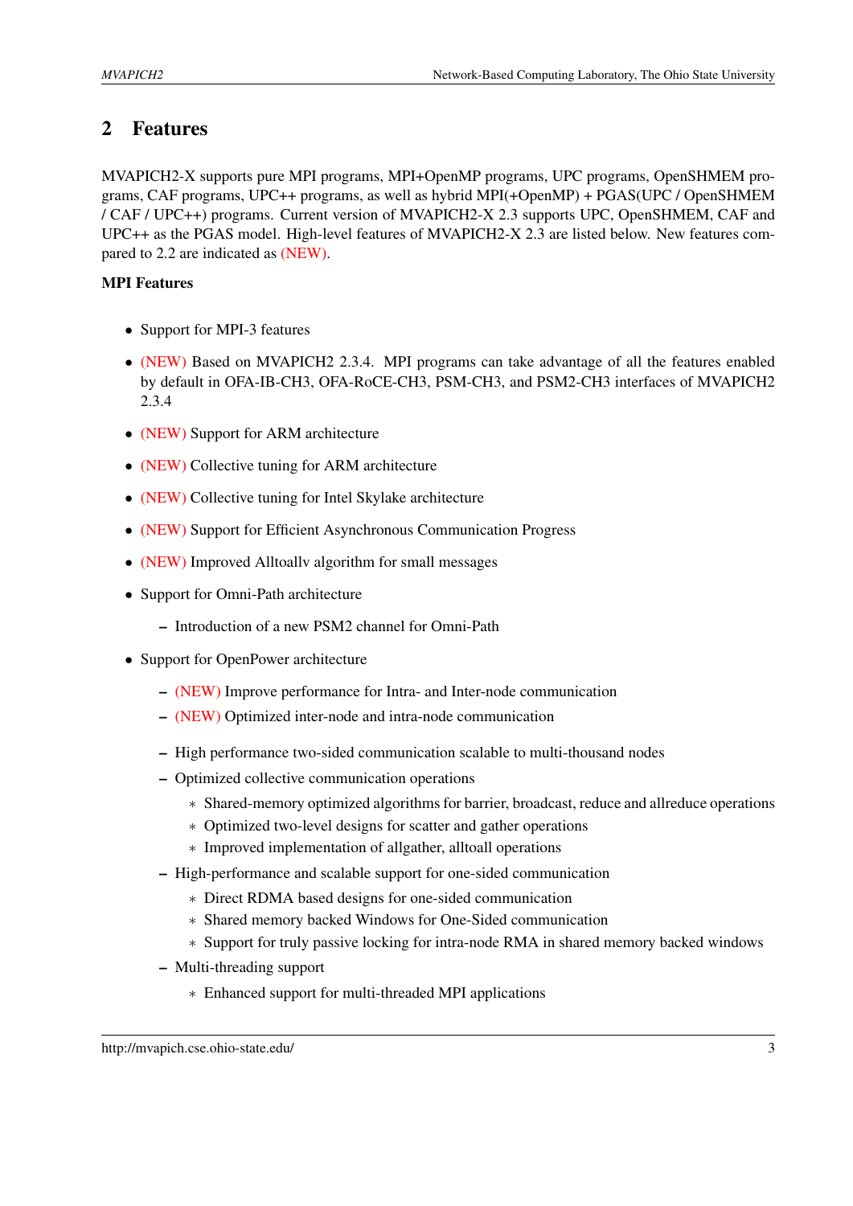## 2 Features

MVAPICH2-X supports pure MPI programs, MPI+OpenMP programs, UPC programs, OpenSHMEM programs, CAF programs, UPC++ programs, as well as hybrid MPI(+OpenMP) + PGAS(UPC / OpenSHMEM / CAF / UPC++) programs. Current version of MVAPICH2-X 2.3 supports UPC, OpenSHMEM, CAF and UPC++ as the PGAS model. High-level features of MVAPICH2-X 2.3 are listed below. New features compared to 2.2 are indicated as (NEW).

**MPI Features**

- Support for MPI-3 features
- (NEW) Based on MVAPICH2 2.3.4. MPI programs can take advantage of all the features enabled by default in OFA-IB-CH3, OFA-RoCE-CH3, PSM-CH3, and PSM2-CH3 interfaces of MVAPICH2 2.3.4
- (NEW) Support for ARM architecture
- (NEW) Collective tuning for ARM architecture
- (NEW) Collective tuning for Intel Skylake architecture
- (NEW) Support for Efficient Asynchronous Communication Progress
- (NEW) Improved Alltoallv algorithm for small messages
- Support for Omni-Path architecture
  - Introduction of a new PSM2 channel for Omni-Path
- Support for OpenPower architecture
  - (NEW) Improve performance for Intra- and Inter-node communication
  - (NEW) Optimized inter-node and intra-node communication
  - High performance two-sided communication scalable to multi-thousand nodes
  - Optimized collective communication operations
    - Shared-memory optimized algorithms for barrier, broadcast, reduce and allreduce operations
    - Optimized two-level designs for scatter and gather operations
    - Improved implementation of allgather, alltoall operations
  - High-performance and scalable support for one-sided communication
    - Direct RDMA based designs for one-sided communication
    - Shared memory backed Windows for One-Sided communication
    - Support for truly passive locking for intra-node RMA in shared memory backed windows
  - Multi-threading support
    - Enhanced support for multi-threaded MPI applications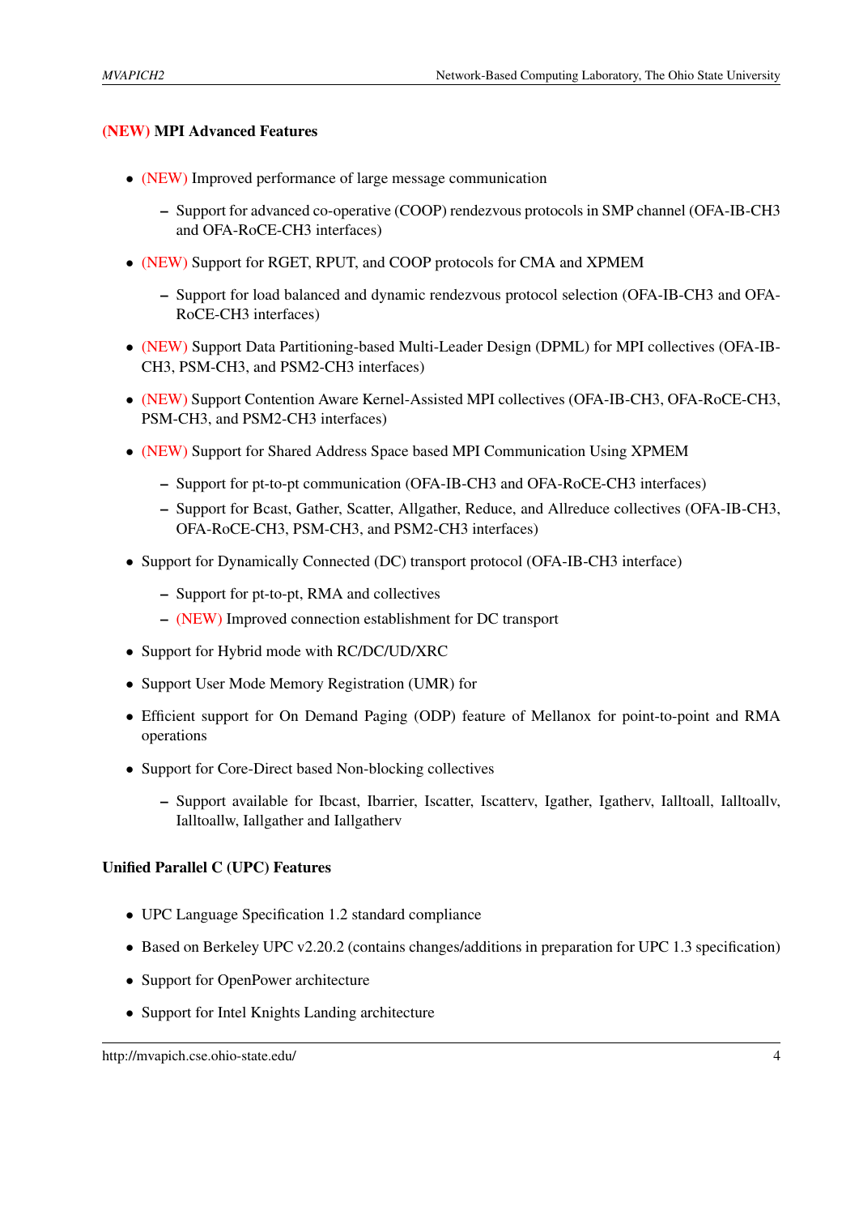### (NEW) MPI Advanced Features

- (NEW) Improved performance of large message communication
  - Support for advanced co-operative (COOP) rendezvous protocols in SMP channel (OFA-IB-CH3 and OFA-RoCE-CH3 interfaces)
- (NEW) Support for RGET, RPUT, and COOP protocols for CMA and XPMEM
  - Support for load balanced and dynamic rendezvous protocol selection (OFA-IB-CH3 and OFA-RoCE-CH3 interfaces)
- (NEW) Support Data Partitioning-based Multi-Leader Design (DPML) for MPI collectives (OFA-IB-CH3, PSM-CH3, and PSM2-CH3 interfaces)
- (NEW) Support Contention Aware Kernel-Assisted MPI collectives (OFA-IB-CH3, OFA-RoCE-CH3, PSM-CH3, and PSM2-CH3 interfaces)
- (NEW) Support for Shared Address Space based MPI Communication Using XPMEM
  - Support for pt-to-pt communication (OFA-IB-CH3 and OFA-RoCE-CH3 interfaces)
  - Support for Bcast, Gather, Scatter, Allgather, Reduce, and Allreduce collectives (OFA-IB-CH3, OFA-RoCE-CH3, PSM-CH3, and PSM2-CH3 interfaces)
- Support for Dynamically Connected (DC) transport protocol (OFA-IB-CH3 interface)
  - Support for pt-to-pt, RMA and collectives
  - (NEW) Improved connection establishment for DC transport
- Support for Hybrid mode with RC/DC/UD/XRC
- Support User Mode Memory Registration (UMR) for
- Efficient support for On Demand Paging (ODP) feature of Mellanox for point-to-point and RMA operations
- Support for Core-Direct based Non-blocking collectives
  - Support available for Ibcast, Ibarrier, Iscatter, Iscatterv, Igather, Igatherv, Ialltoall, Ialltoallv, Ialltoallw, Iallgather and Iallgatherv

### Unified Parallel C (UPC) Features

- UPC Language Specification 1.2 standard compliance
- Based on Berkeley UPC v2.20.2 (contains changes/additions in preparation for UPC 1.3 specification)
- Support for OpenPower architecture
- Support for Intel Knights Landing architecture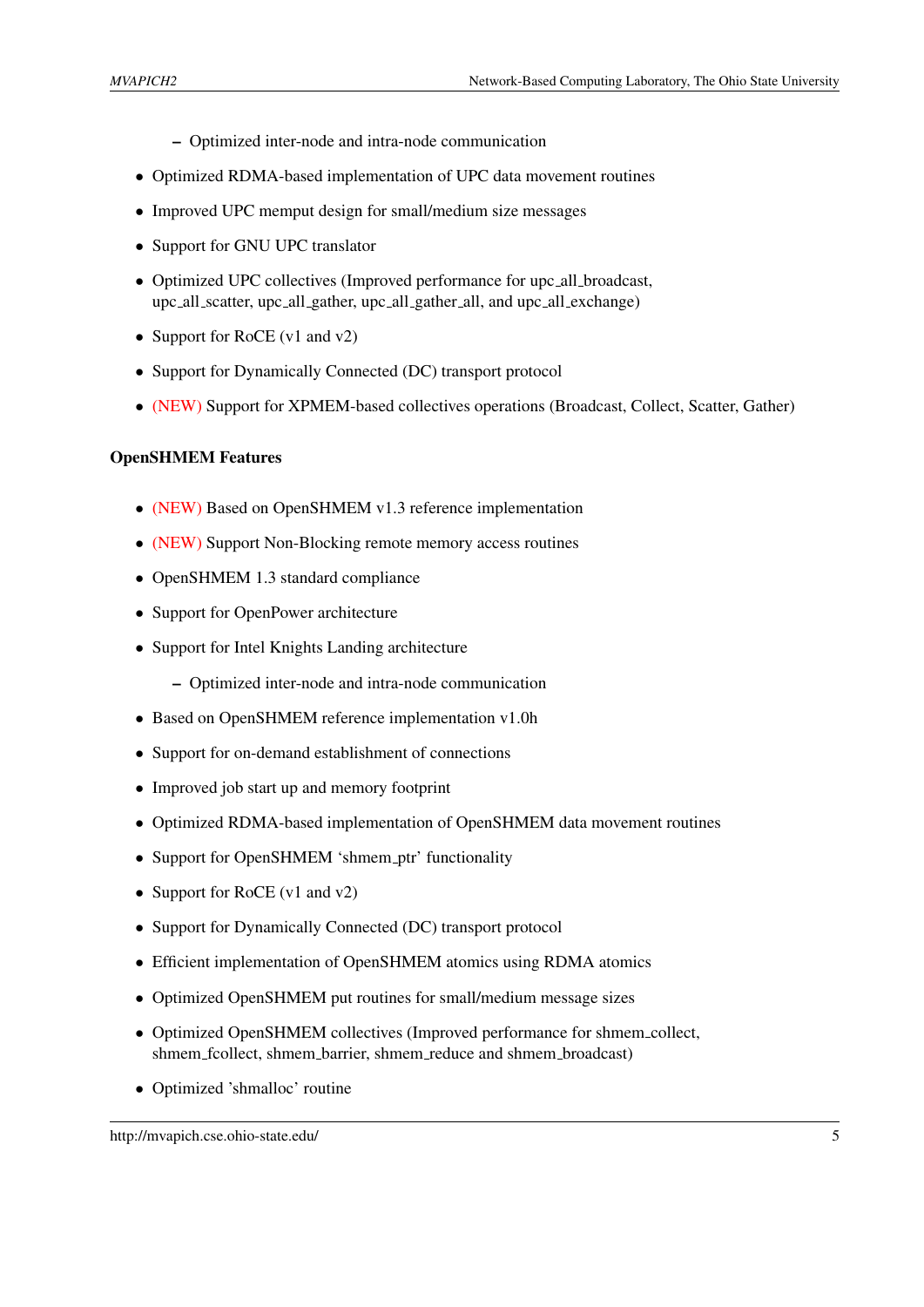- Optimized inter-node and intra-node communication

- Optimized RDMA-based implementation of UPC data movement routines
- Improved UPC memput design for small/medium size messages
- Support for GNU UPC translator
- Optimized UPC collectives (Improved performance for upc_all_broadcast, upc_all_scatter, upc_all_gather, upc_all_gather_all, and upc_all_exchange)
- Support for RoCE (v1 and v2)
- Support for Dynamically Connected (DC) transport protocol
- (NEW) Support for XPMEM-based collectives operations (Broadcast, Collect, Scatter, Gather)

**OpenSHMEM Features**

- (NEW) Based on OpenSHMEM v1.3 reference implementation
- (NEW) Support Non-Blocking remote memory access routines
- OpenSHMEM 1.3 standard compliance
- Support for OpenPower architecture
- Support for Intel Knights Landing architecture
  - Optimized inter-node and intra-node communication
- Based on OpenSHMEM reference implementation v1.0h
- Support for on-demand establishment of connections
- Improved job start up and memory footprint
- Optimized RDMA-based implementation of OpenSHMEM data movement routines
- Support for OpenSHMEM 'shmem_ptr' functionality
- Support for RoCE (v1 and v2)
- Support for Dynamically Connected (DC) transport protocol
- Efficient implementation of OpenSHMEM atomics using RDMA atomics
- Optimized OpenSHMEM put routines for small/medium message sizes
- Optimized OpenSHMEM collectives (Improved performance for shmem_collect, shmem_fcollect, shmem_barrier, shmem_reduce and shmem_broadcast)
- Optimized 'shmalloc' routine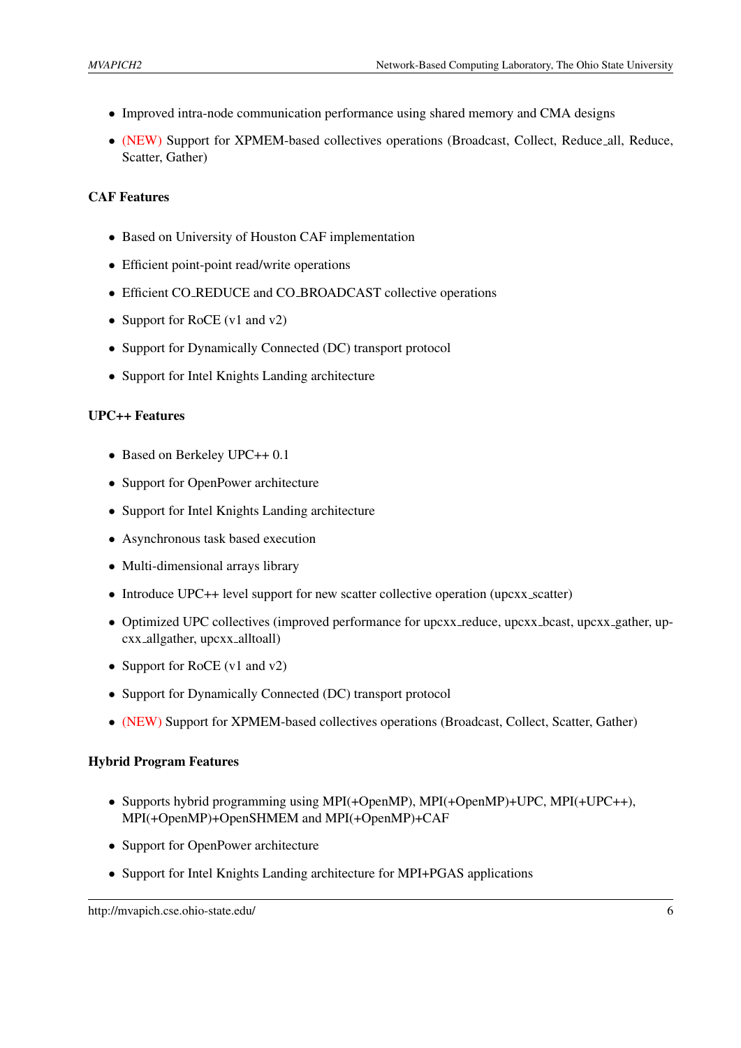- Improved intra-node communication performance using shared memory and CMA designs
- (NEW) Support for XPMEM-based collectives operations (Broadcast, Collect, Reduce_all, Reduce, Scatter, Gather)

**CAF Features**

- Based on University of Houston CAF implementation
- Efficient point-point read/write operations
- Efficient CO_REDUCE and CO_BROADCAST collective operations
- Support for RoCE (v1 and v2)
- Support for Dynamically Connected (DC) transport protocol
- Support for Intel Knights Landing architecture

**UPC++ Features**

- Based on Berkeley UPC++ 0.1
- Support for OpenPower architecture
- Support for Intel Knights Landing architecture
- Asynchronous task based execution
- Multi-dimensional arrays library
- Introduce UPC++ level support for new scatter collective operation (upcxx_scatter)
- Optimized UPC collectives (improved performance for upcxx_reduce, upcxx_bcast, upcxx_gather, upcxx_allgather, upcxx_alltoall)
- Support for RoCE (v1 and v2)
- Support for Dynamically Connected (DC) transport protocol
- (NEW) Support for XPMEM-based collectives operations (Broadcast, Collect, Scatter, Gather)

**Hybrid Program Features**

- Supports hybrid programming using MPI(+OpenMP), MPI(+OpenMP)+UPC, MPI(+UPC++), MPI(+OpenMP)+OpenSHMEM and MPI(+OpenMP)+CAF
- Support for OpenPower architecture
- Support for Intel Knights Landing architecture for MPI+PGAS applications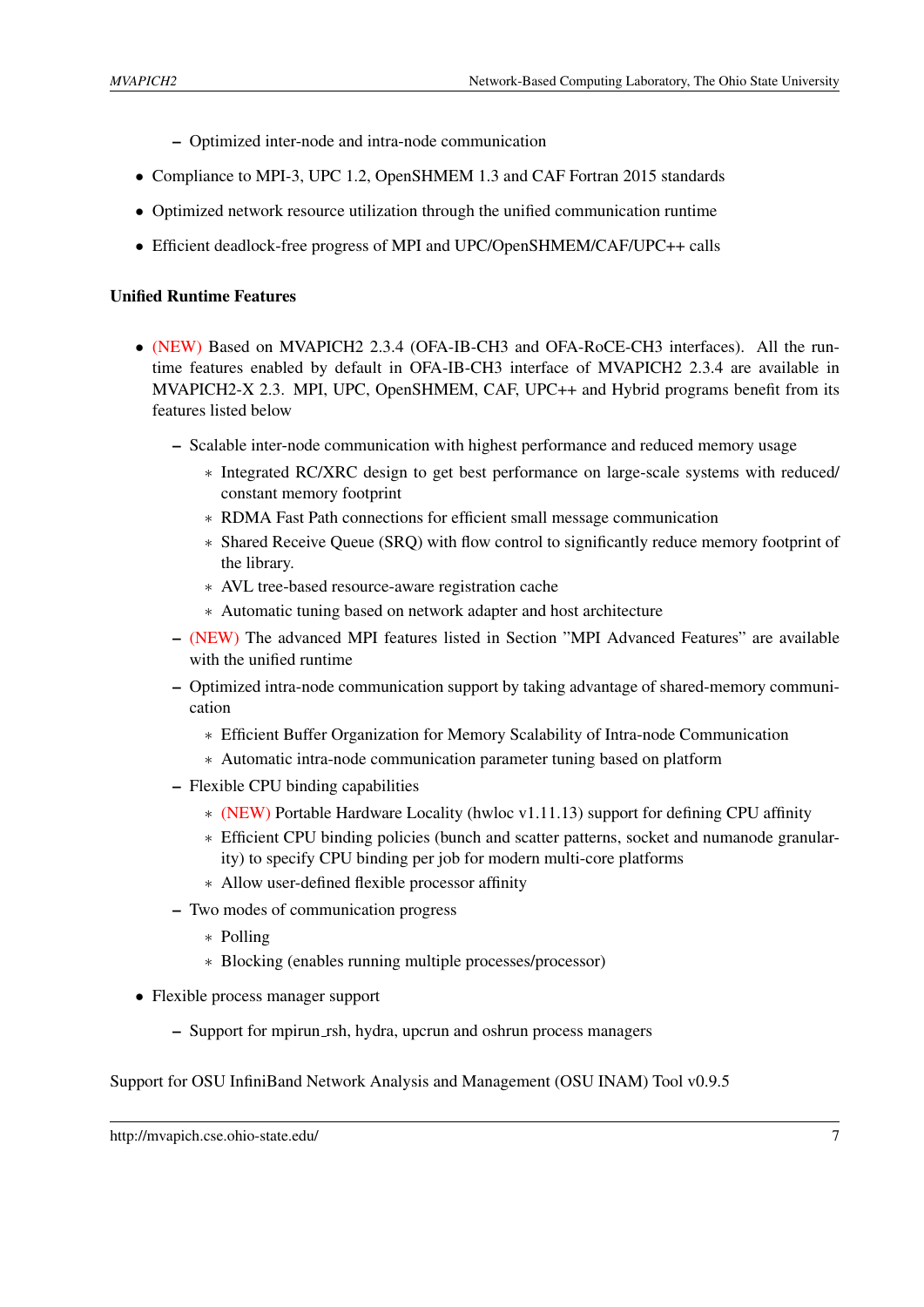- Optimized inter-node and intra-node communication

- Compliance to MPI-3, UPC 1.2, OpenSHMEM 1.3 and CAF Fortran 2015 standards
- Optimized network resource utilization through the unified communication runtime
- Efficient deadlock-free progress of MPI and UPC/OpenSHMEM/CAF/UPC++ calls

**Unified Runtime Features**

- (NEW) Based on MVAPICH2 2.3.4 (OFA-IB-CH3 and OFA-RoCE-CH3 interfaces). All the run-time features enabled by default in OFA-IB-CH3 interface of MVAPICH2 2.3.4 are available in MVAPICH2-X 2.3. MPI, UPC, OpenSHMEM, CAF, UPC++ and Hybrid programs benefit from its features listed below
  - Scalable inter-node communication with highest performance and reduced memory usage
    - Integrated RC/XRC design to get best performance on large-scale systems with reduced/ constant memory footprint
    - RDMA Fast Path connections for efficient small message communication
    - Shared Receive Queue (SRQ) with flow control to significantly reduce memory footprint of the library.
    - AVL tree-based resource-aware registration cache
    - Automatic tuning based on network adapter and host architecture
  - (NEW) The advanced MPI features listed in Section "MPI Advanced Features" are available with the unified runtime
  - Optimized intra-node communication support by taking advantage of shared-memory communication
    - Efficient Buffer Organization for Memory Scalability of Intra-node Communication
    - Automatic intra-node communication parameter tuning based on platform
  - Flexible CPU binding capabilities
    - (NEW) Portable Hardware Locality (hwloc v1.11.13) support for defining CPU affinity
    - Efficient CPU binding policies (bunch and scatter patterns, socket and numanode granularity) to specify CPU binding per job for modern multi-core platforms
    - Allow user-defined flexible processor affinity
  - Two modes of communication progress
    - Polling
    - Blocking (enables running multiple processes/processor)
- Flexible process manager support
  - Support for mpirun_rsh, hydra, upcrun and oshrun process managers

Support for OSU InfiniBand Network Analysis and Management (OSU INAM) Tool v0.9.5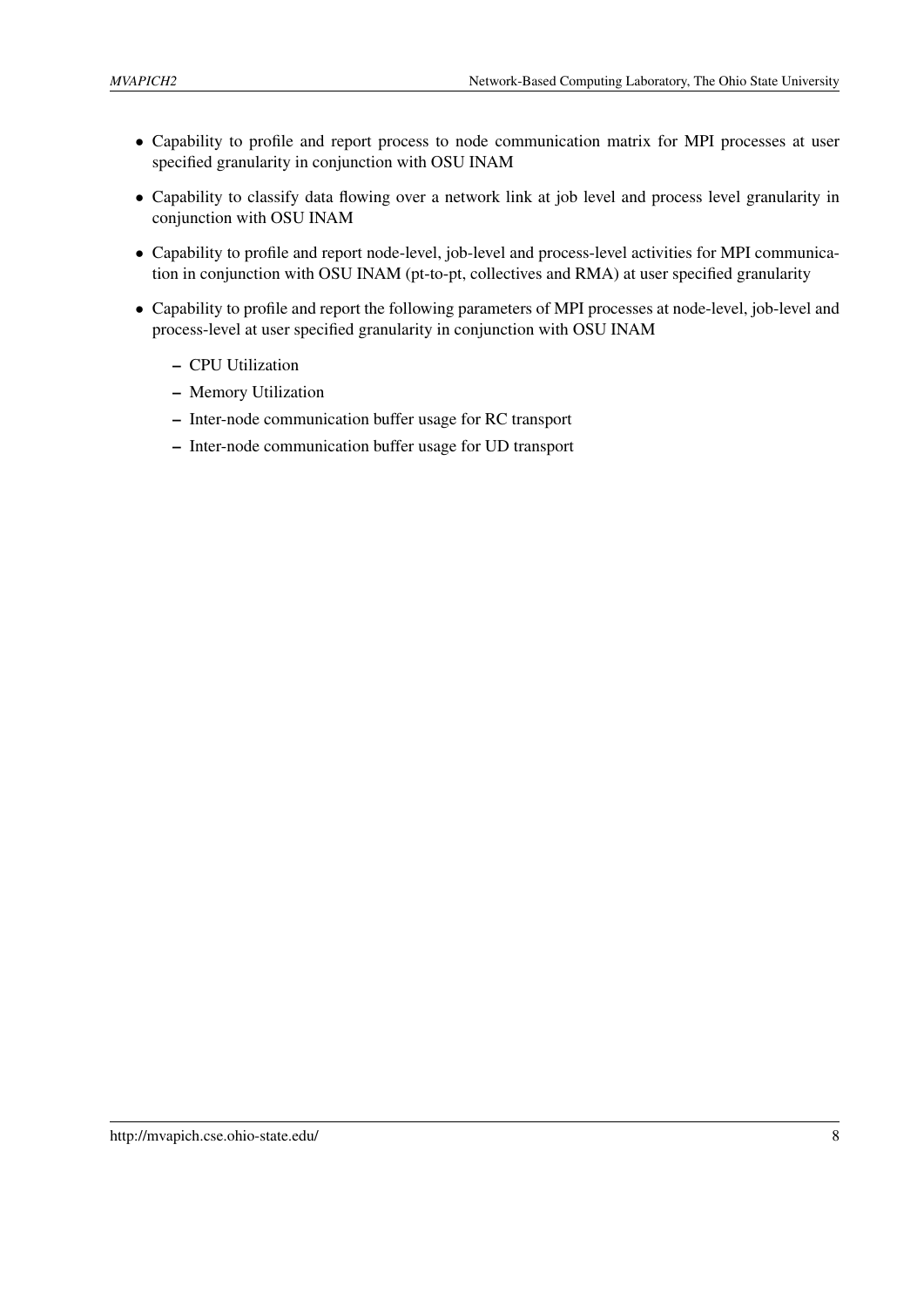- Capability to profile and report process to node communication matrix for MPI processes at user specified granularity in conjunction with OSU INAM
- Capability to classify data flowing over a network link at job level and process level granularity in conjunction with OSU INAM
- Capability to profile and report node-level, job-level and process-level activities for MPI communication in conjunction with OSU INAM (pt-to-pt, collectives and RMA) at user specified granularity
- Capability to profile and report the following parameters of MPI processes at node-level, job-level and process-level at user specified granularity in conjunction with OSU INAM
  - CPU Utilization
  - Memory Utilization
  - Inter-node communication buffer usage for RC transport
  - Inter-node communication buffer usage for UD transport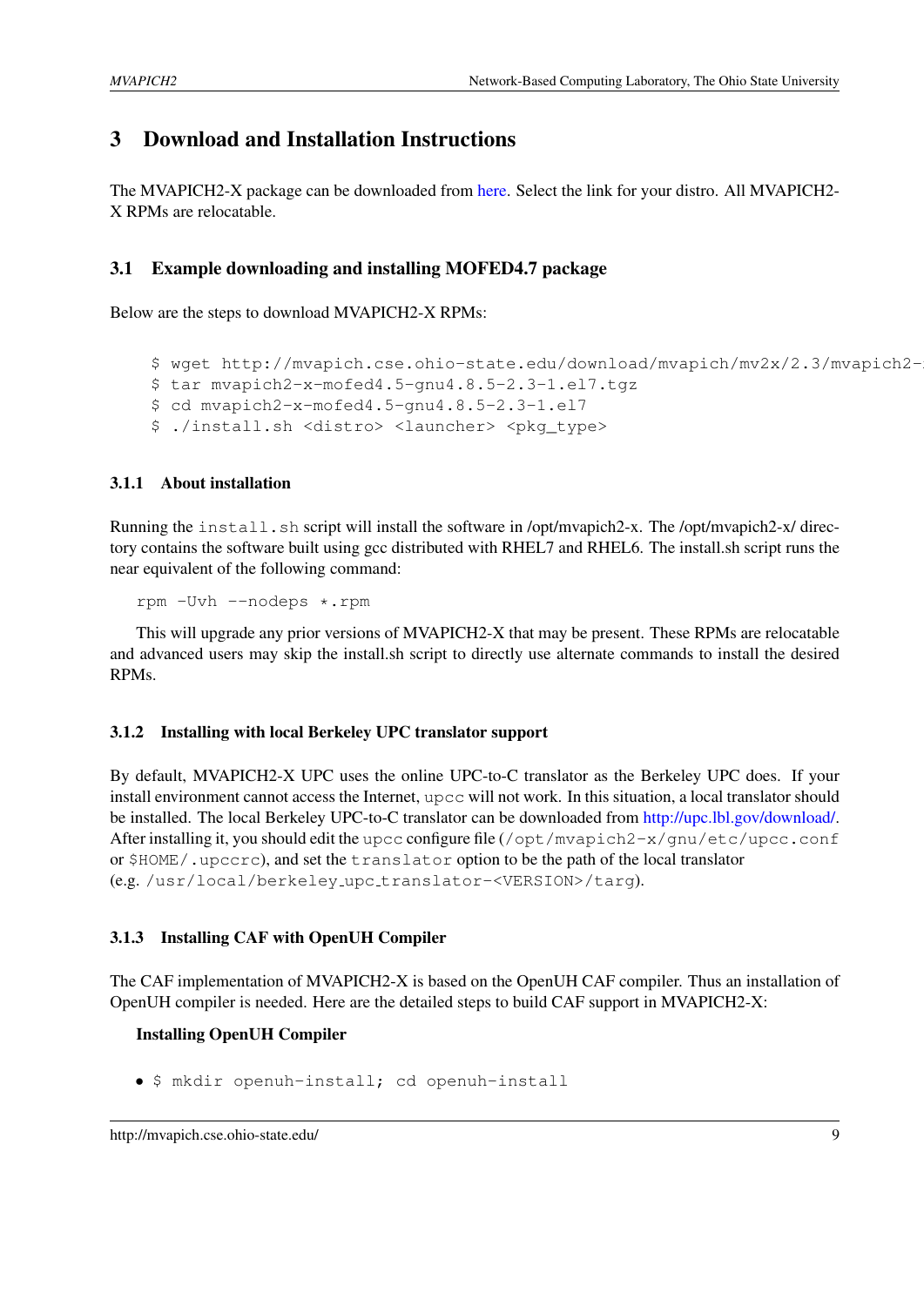# 3 Download and Installation Instructions

The MVAPICH2-X package can be downloaded from here. Select the link for your distro. All MVAPICH2-X RPMs are relocatable.

## 3.1 Example downloading and installing MOFED4.7 package

Below are the steps to download MVAPICH2-X RPMs:

```
$ wget http://mvapich.cse.ohio-state.edu/download/mvapich/mv2x/2.3/mvapich2-
$ tar mvapich2-x-mofed4.5-gnu4.8.5-2.3-1.el7.tgz
$ cd mvapich2-x-mofed4.5-gnu4.8.5-2.3-1.el7
$ ./install.sh <distro> <launcher> <pkg_type>
```

### 3.1.1 About installation

Running the `install.sh` script will install the software in /opt/mvapich2-x. The /opt/mvapich2-x/ directory contains the software built using gcc distributed with RHEL7 and RHEL6. The install.sh script runs the near equivalent of the following command:

```
rpm -Uvh --nodeps *.rpm
```

This will upgrade any prior versions of MVAPICH2-X that may be present. These RPMs are relocatable and advanced users may skip the install.sh script to directly use alternate commands to install the desired RPMs.

### 3.1.2 Installing with local Berkeley UPC translator support

By default, MVAPICH2-X UPC uses the online UPC-to-C translator as the Berkeley UPC does. If your install environment cannot access the Internet, `upcc` will not work. In this situation, a local translator should be installed. The local Berkeley UPC-to-C translator can be downloaded from http://upc.lbl.gov/download/. After installing it, you should edit the `upcc` configure file (`/opt/mvapich2-x/gnu/etc/upcc.conf` or `$HOME/.upccrc`), and set the `translator` option to be the path of the local translator (e.g. `/usr/local/berkeley_upc_translator-<VERSION>/targ`).

### 3.1.3 Installing CAF with OpenUH Compiler

The CAF implementation of MVAPICH2-X is based on the OpenUH CAF compiler. Thus an installation of OpenUH compiler is needed. Here are the detailed steps to build CAF support in MVAPICH2-X:

**Installing OpenUH Compiler**

- `$ mkdir openuh-install; cd openuh-install`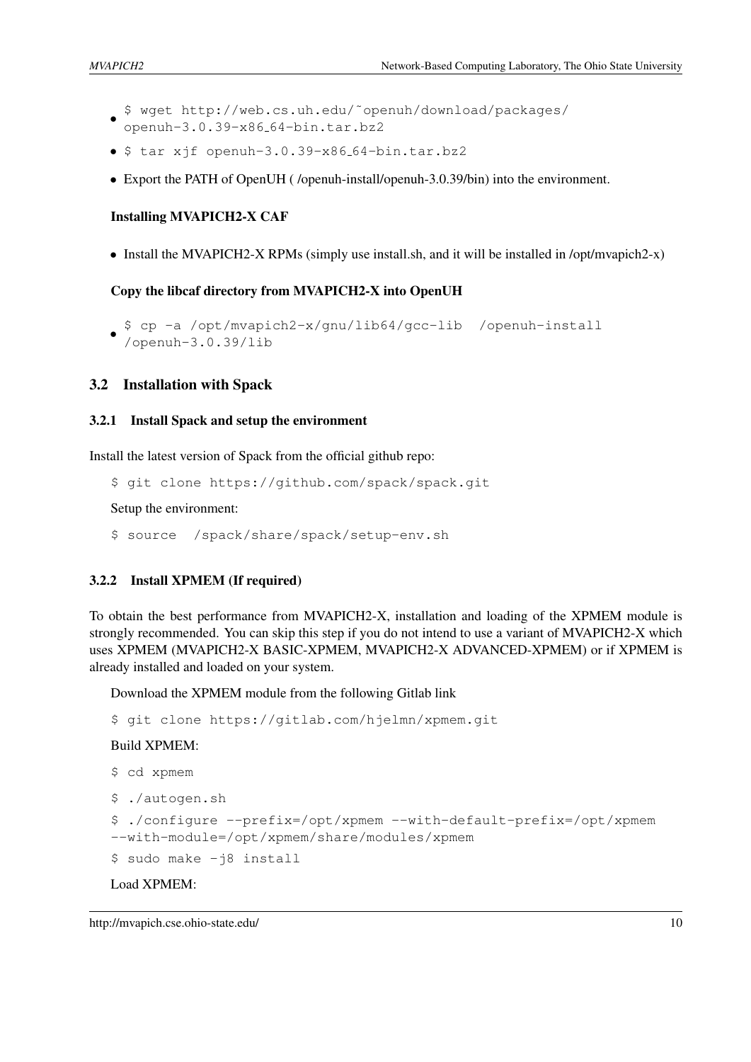- `$ wget http://web.cs.uh.edu/~openuh/download/packages/openuh-3.0.39-x86_64-bin.tar.bz2`
- `$ tar xjf openuh-3.0.39-x86_64-bin.tar.bz2`
- Export the PATH of OpenUH ( /openuh-install/openuh-3.0.39/bin) into the environment.

**Installing MVAPICH2-X CAF**

- Install the MVAPICH2-X RPMs (simply use install.sh, and it will be installed in /opt/mvapich2-x)

**Copy the libcaf directory from MVAPICH2-X into OpenUH**

- `$ cp -a /opt/mvapich2-x/gnu/lib64/gcc-lib /openuh-install/openuh-3.0.39/lib`

## 3.2 Installation with Spack

### 3.2.1 Install Spack and setup the environment

Install the latest version of Spack from the official github repo:

```
$ git clone https://github.com/spack/spack.git
```

Setup the environment:

```
$ source /spack/share/spack/setup-env.sh
```

### 3.2.2 Install XPMEM (If required)

To obtain the best performance from MVAPICH2-X, installation and loading of the XPMEM module is strongly recommended. You can skip this step if you do not intend to use a variant of MVAPICH2-X which uses XPMEM (MVAPICH2-X BASIC-XPMEM, MVAPICH2-X ADVANCED-XPMEM) or if XPMEM is already installed and loaded on your system.

Download the XPMEM module from the following Gitlab link

```
$ git clone https://gitlab.com/hjelmn/xpmem.git
```

Build XPMEM:

```
$ cd xpmem
$ ./autogen.sh
$ ./configure --prefix=/opt/xpmem --with-default-prefix=/opt/xpmem
--with-module=/opt/xpmem/share/modules/xpmem
$ sudo make -j8 install
```

Load XPMEM: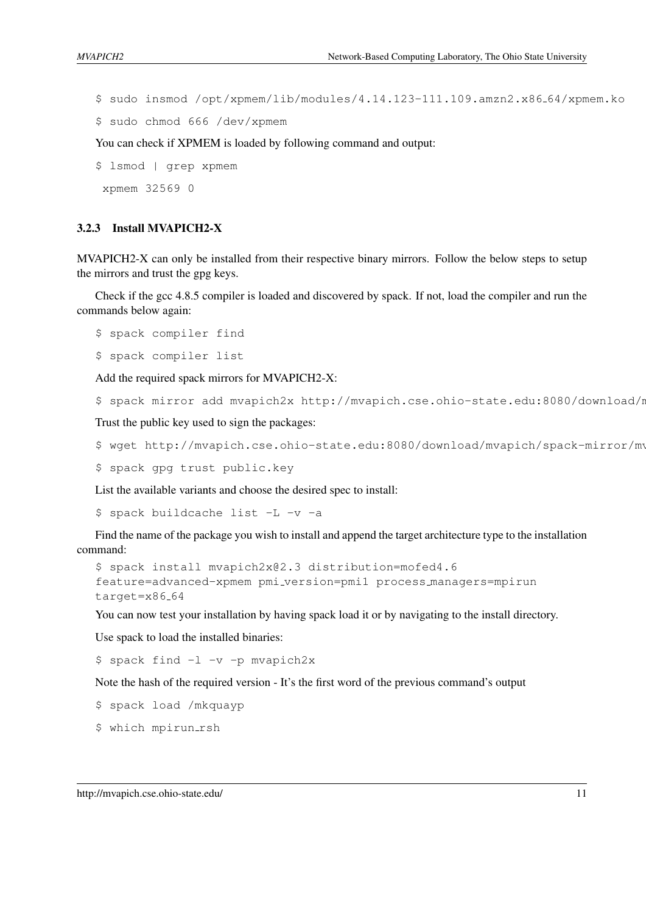```
$ sudo insmod /opt/xpmem/lib/modules/4.14.123-111.109.amzn2.x86_64/xpmem.ko
$ sudo chmod 666 /dev/xpmem
```

You can check if XPMEM is loaded by following command and output:

```
$ lsmod | grep xpmem
 xpmem 32569 0
```

### 3.2.3 Install MVAPICH2-X

MVAPICH2-X can only be installed from their respective binary mirrors. Follow the below steps to setup the mirrors and trust the gpg keys.

Check if the gcc 4.8.5 compiler is loaded and discovered by spack. If not, load the compiler and run the commands below again:

```
$ spack compiler find
$ spack compiler list
```

Add the required spack mirrors for MVAPICH2-X:

```
$ spack mirror add mvapich2x http://mvapich.cse.ohio-state.edu:8080/download/m
```

Trust the public key used to sign the packages:

```
$ wget http://mvapich.cse.ohio-state.edu:8080/download/mvapich/spack-mirror/mv
$ spack gpg trust public.key
```

List the available variants and choose the desired spec to install:

```
$ spack buildcache list -L -v -a
```

Find the name of the package you wish to install and append the target architecture type to the installation command:

```
$ spack install mvapich2x@2.3 distribution=mofed4.6
feature=advanced-xpmem pmi_version=pmi1 process_managers=mpirun
target=x86_64
```

You can now test your installation by having spack load it or by navigating to the install directory.

Use spack to load the installed binaries:

```
$ spack find -l -v -p mvapich2x
```

Note the hash of the required version - It's the first word of the previous command's output

```
$ spack load /mkquayp
$ which mpirun_rsh
```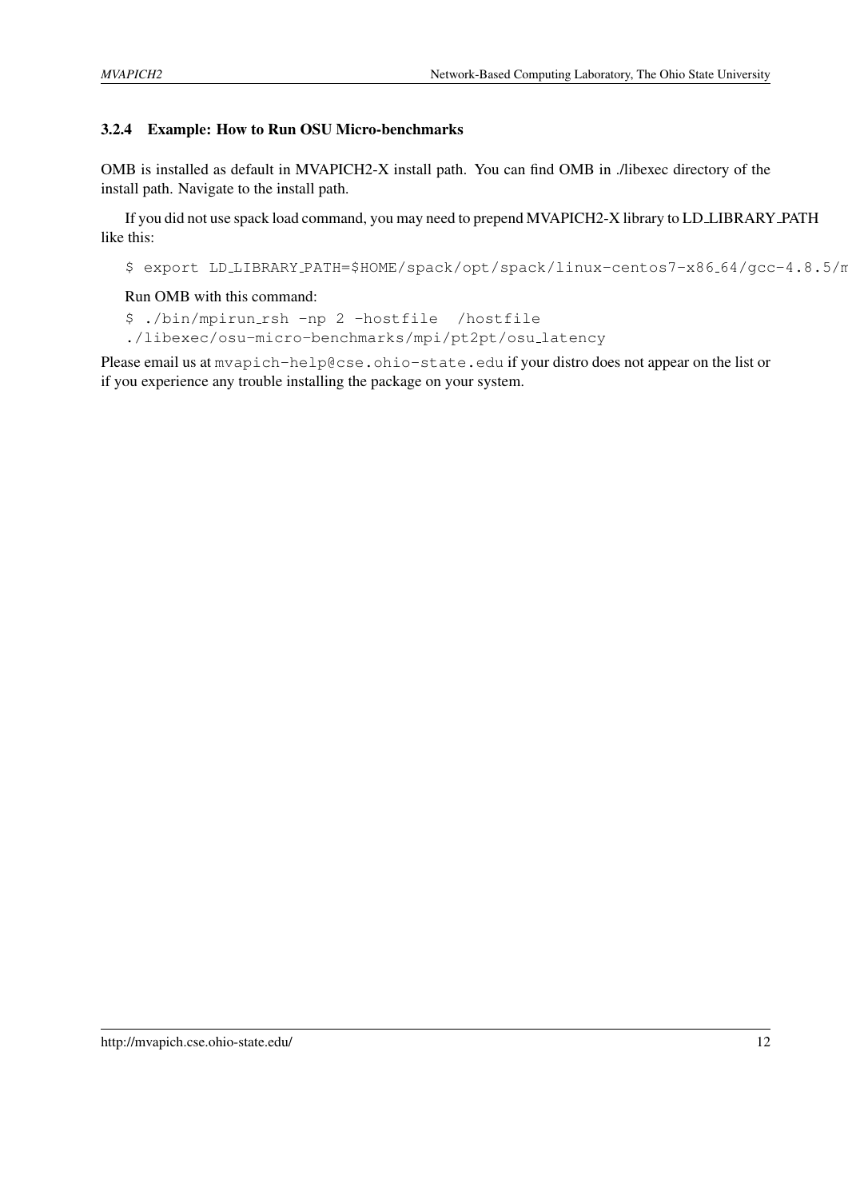### 3.2.4 Example: How to Run OSU Micro-benchmarks

OMB is installed as default in MVAPICH2-X install path. You can find OMB in ./libexec directory of the install path. Navigate to the install path.

If you did not use spack load command, you may need to prepend MVAPICH2-X library to LD_LIBRARY_PATH like this:

```
$ export LD_LIBRARY_PATH=$HOME/spack/opt/spack/linux-centos7-x86_64/gcc-4.8.5/m
```

Run OMB with this command:

```
$ ./bin/mpirun_rsh -np 2 -hostfile  /hostfile
./libexec/osu-micro-benchmarks/mpi/pt2pt/osu_latency
```

Please email us at `mvapich-help@cse.ohio-state.edu` if your distro does not appear on the list or if you experience any trouble installing the package on your system.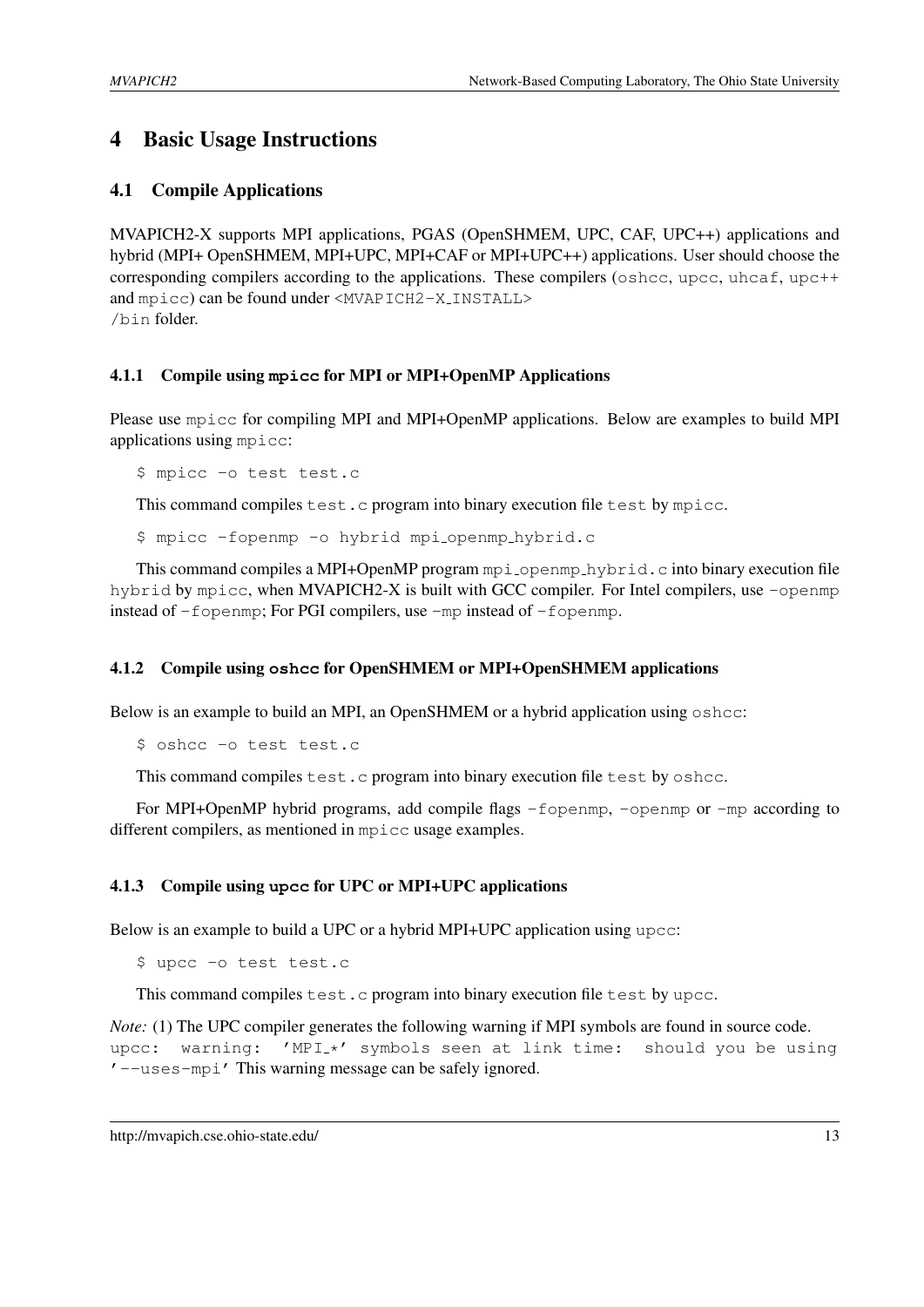# 4 Basic Usage Instructions

## 4.1 Compile Applications

MVAPICH2-X supports MPI applications, PGAS (OpenSHMEM, UPC, CAF, UPC++) applications and hybrid (MPI+ OpenSHMEM, MPI+UPC, MPI+CAF or MPI+UPC++) applications. User should choose the corresponding compilers according to the applications. These compilers (`oshcc`, `upcc`, `uhcaf`, `upc++` and `mpicc`) can be found under `<MVAPICH2-X_INSTALL>/bin` folder.

### 4.1.1 Compile using `mpicc` for MPI or MPI+OpenMP Applications

Please use `mpicc` for compiling MPI and MPI+OpenMP applications. Below are examples to build MPI applications using `mpicc`:

```
$ mpicc -o test test.c
```

This command compiles `test.c` program into binary execution file `test` by `mpicc`.

```
$ mpicc -fopenmp -o hybrid mpi_openmp_hybrid.c
```

This command compiles a MPI+OpenMP program `mpi_openmp_hybrid.c` into binary execution file `hybrid` by `mpicc`, when MVAPICH2-X is built with GCC compiler. For Intel compilers, use `-openmp` instead of `-fopenmp`; For PGI compilers, use `-mp` instead of `-fopenmp`.

### 4.1.2 Compile using `oshcc` for OpenSHMEM or MPI+OpenSHMEM applications

Below is an example to build an MPI, an OpenSHMEM or a hybrid application using `oshcc`:

```
$ oshcc -o test test.c
```

This command compiles `test.c` program into binary execution file `test` by `oshcc`.

For MPI+OpenMP hybrid programs, add compile flags `-fopenmp`, `-openmp` or `-mp` according to different compilers, as mentioned in `mpicc` usage examples.

### 4.1.3 Compile using `upcc` for UPC or MPI+UPC applications

Below is an example to build a UPC or a hybrid MPI+UPC application using `upcc`:

```
$ upcc -o test test.c
```

This command compiles `test.c` program into binary execution file `test` by `upcc`.

*Note:* (1) The UPC compiler generates the following warning if MPI symbols are found in source code. `upcc: warning: 'MPI_*' symbols seen at link time: should you be using '--uses-mpi'` This warning message can be safely ignored.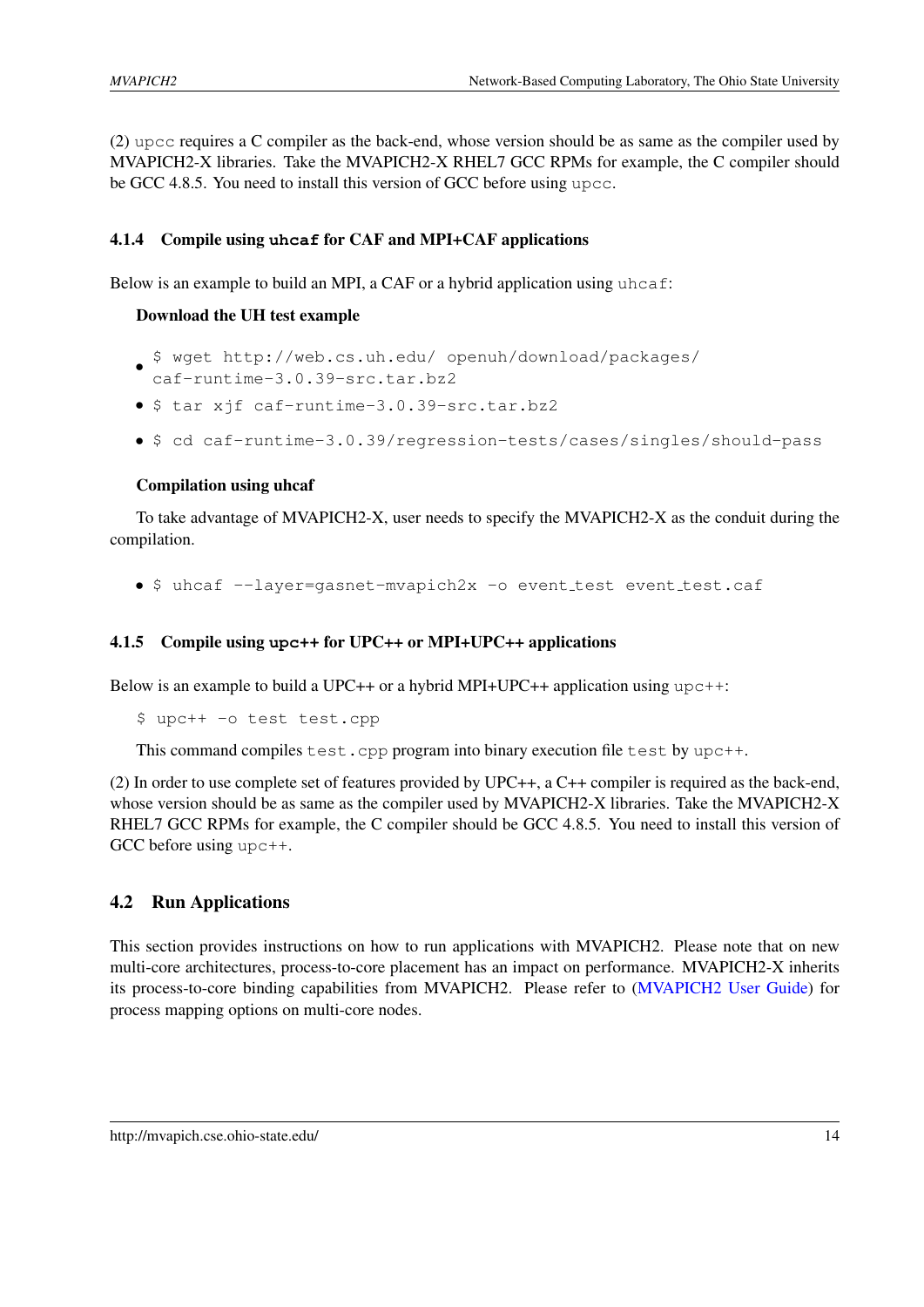(2) `upcc` requires a C compiler as the back-end, whose version should be as same as the compiler used by MVAPICH2-X libraries. Take the MVAPICH2-X RHEL7 GCC RPMs for example, the C compiler should be GCC 4.8.5. You need to install this version of GCC before using `upcc`.

### 4.1.4 Compile using `uhcaf` for CAF and MPI+CAF applications

Below is an example to build an MPI, a CAF or a hybrid application using `uhcaf`:

**Download the UH test example**

- `$ wget http://web.cs.uh.edu/ openuh/download/packages/caf-runtime-3.0.39-src.tar.bz2`
- `$ tar xjf caf-runtime-3.0.39-src.tar.bz2`
- `$ cd caf-runtime-3.0.39/regression-tests/cases/singles/should-pass`

**Compilation using uhcaf**

To take advantage of MVAPICH2-X, user needs to specify the MVAPICH2-X as the conduit during the compilation.

- `$ uhcaf --layer=gasnet-mvapich2x -o event_test event_test.caf`

### 4.1.5 Compile using `upc++` for UPC++ or MPI+UPC++ applications

Below is an example to build a UPC++ or a hybrid MPI+UPC++ application using `upc++`:

```
$ upc++ -o test test.cpp
```

This command compiles `test.cpp` program into binary execution file `test` by `upc++`.

(2) In order to use complete set of features provided by UPC++, a C++ compiler is required as the back-end, whose version should be as same as the compiler used by MVAPICH2-X libraries. Take the MVAPICH2-X RHEL7 GCC RPMs for example, the C compiler should be GCC 4.8.5. You need to install this version of GCC before using `upc++`.

## 4.2 Run Applications

This section provides instructions on how to run applications with MVAPICH2. Please note that on new multi-core architectures, process-to-core placement has an impact on performance. MVAPICH2-X inherits its process-to-core binding capabilities from MVAPICH2. Please refer to (MVAPICH2 User Guide) for process mapping options on multi-core nodes.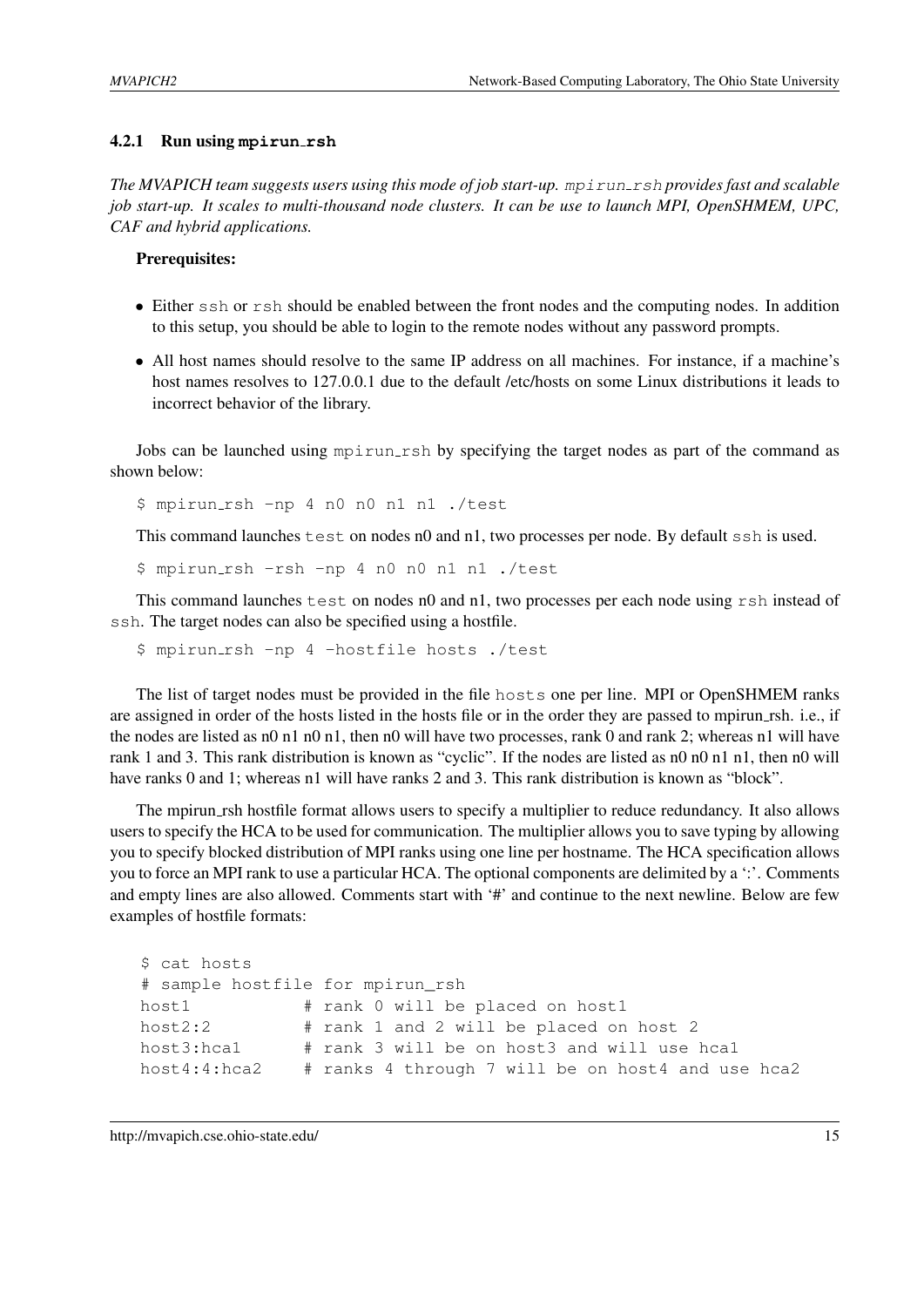### 4.2.1 Run using `mpirun_rsh`

*The MVAPICH team suggests users using this mode of job start-up.* `mpirun_rsh` *provides fast and scalable job start-up. It scales to multi-thousand node clusters. It can be use to launch MPI, OpenSHMEM, UPC, CAF and hybrid applications.*

**Prerequisites:**

- Either `ssh` or `rsh` should be enabled between the front nodes and the computing nodes. In addition to this setup, you should be able to login to the remote nodes without any password prompts.
- All host names should resolve to the same IP address on all machines. For instance, if a machine's host names resolves to 127.0.0.1 due to the default /etc/hosts on some Linux distributions it leads to incorrect behavior of the library.

Jobs can be launched using `mpirun_rsh` by specifying the target nodes as part of the command as shown below:

```
$ mpirun_rsh -np 4 n0 n0 n1 n1 ./test
```

This command launches `test` on nodes n0 and n1, two processes per node. By default `ssh` is used.

```
$ mpirun_rsh -rsh -np 4 n0 n0 n1 n1 ./test
```

This command launches `test` on nodes n0 and n1, two processes per each node using `rsh` instead of `ssh`. The target nodes can also be specified using a hostfile.

```
$ mpirun_rsh -np 4 -hostfile hosts ./test
```

The list of target nodes must be provided in the file `hosts` one per line. MPI or OpenSHMEM ranks are assigned in order of the hosts listed in the hosts file or in the order they are passed to mpirun_rsh. i.e., if the nodes are listed as n0 n1 n0 n1, then n0 will have two processes, rank 0 and rank 2; whereas n1 will have rank 1 and 3. This rank distribution is known as "cyclic". If the nodes are listed as n0 n0 n1 n1, then n0 will have ranks 0 and 1; whereas n1 will have ranks 2 and 3. This rank distribution is known as "block".

The mpirun_rsh hostfile format allows users to specify a multiplier to reduce redundancy. It also allows users to specify the HCA to be used for communication. The multiplier allows you to save typing by allowing you to specify blocked distribution of MPI ranks using one line per hostname. The HCA specification allows you to force an MPI rank to use a particular HCA. The optional components are delimited by a ':'. Comments and empty lines are also allowed. Comments start with '#' and continue to the next newline. Below are few examples of hostfile formats:

```
$ cat hosts
# sample hostfile for mpirun_rsh
host1          # rank 0 will be placed on host1
host2:2        # rank 1 and 2 will be placed on host 2
host3:hca1     # rank 3 will be on host3 and will use hca1
host4:4:hca2   # ranks 4 through 7 will be on host4 and use hca2
```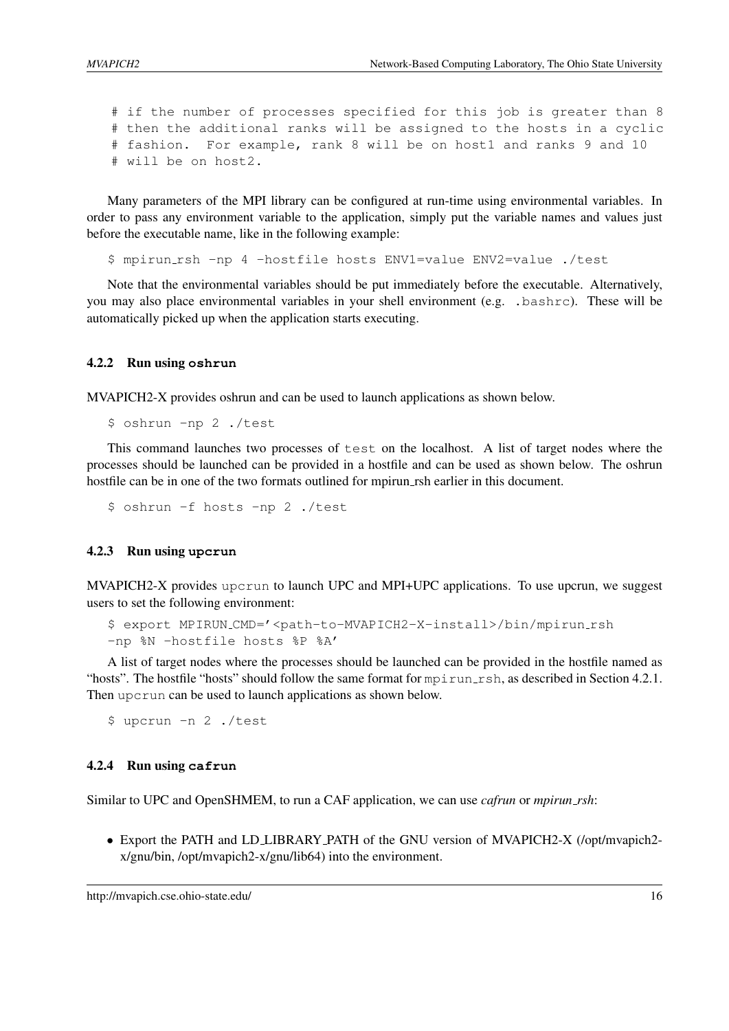```
# if the number of processes specified for this job is greater than 8
# then the additional ranks will be assigned to the hosts in a cyclic
# fashion.  For example, rank 8 will be on host1 and ranks 9 and 10
# will be on host2.
```

Many parameters of the MPI library can be configured at run-time using environmental variables. In order to pass any environment variable to the application, simply put the variable names and values just before the executable name, like in the following example:

```
$ mpirun_rsh -np 4 -hostfile hosts ENV1=value ENV2=value ./test
```

Note that the environmental variables should be put immediately before the executable. Alternatively, you may also place environmental variables in your shell environment (e.g. `.bashrc`). These will be automatically picked up when the application starts executing.

### 4.2.2 Run using **oshrun**

MVAPICH2-X provides oshrun and can be used to launch applications as shown below.

```
$ oshrun -np 2 ./test
```

This command launches two processes of `test` on the localhost. A list of target nodes where the processes should be launched can be provided in a hostfile and can be used as shown below. The oshrun hostfile can be in one of the two formats outlined for mpirun_rsh earlier in this document.

```
$ oshrun -f hosts -np 2 ./test
```

### 4.2.3 Run using **upcrun**

MVAPICH2-X provides `upcrun` to launch UPC and MPI+UPC applications. To use upcrun, we suggest users to set the following environment:

```
$ export MPIRUN_CMD='<path-to-MVAPICH2-X-install>/bin/mpirun_rsh
-np %N -hostfile hosts %P %A'
```

A list of target nodes where the processes should be launched can be provided in the hostfile named as "hosts". The hostfile "hosts" should follow the same format for `mpirun_rsh`, as described in Section 4.2.1. Then `upcrun` can be used to launch applications as shown below.

```
$ upcrun -n 2 ./test
```

### 4.2.4 Run using **cafrun**

Similar to UPC and OpenSHMEM, to run a CAF application, we can use *cafrun* or *mpirun_rsh*:

- Export the PATH and LD_LIBRARY_PATH of the GNU version of MVAPICH2-X (/opt/mvapich2-x/gnu/bin, /opt/mvapich2-x/gnu/lib64) into the environment.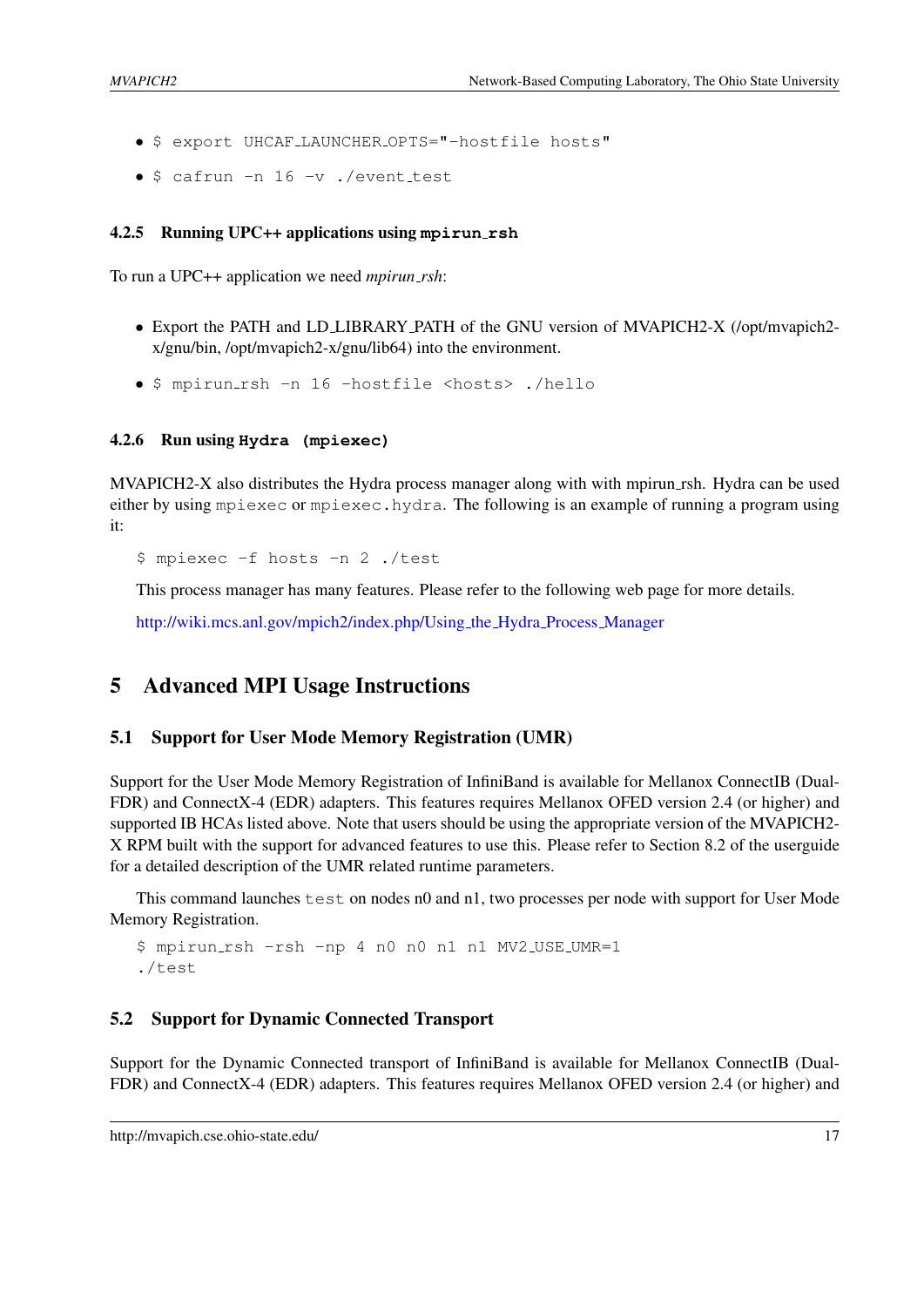- `$ export UHCAF_LAUNCHER_OPTS="-hostfile hosts"`
- `$ cafrun -n 16 -v ./event_test`

### 4.2.5 Running UPC++ applications using `mpirun_rsh`

To run a UPC++ application we need *mpirun_rsh*:

- Export the PATH and LD_LIBRARY_PATH of the GNU version of MVAPICH2-X (/opt/mvapich2-x/gnu/bin, /opt/mvapich2-x/gnu/lib64) into the environment.
- `$ mpirun_rsh -n 16 -hostfile <hosts> ./hello`

### 4.2.6 Run using `Hydra (mpiexec)`

MVAPICH2-X also distributes the Hydra process manager along with with mpirun_rsh. Hydra can be used either by using `mpiexec` or `mpiexec.hydra`. The following is an example of running a program using it:

```
$ mpiexec -f hosts -n 2 ./test
```

This process manager has many features. Please refer to the following web page for more details.

http://wiki.mcs.anl.gov/mpich2/index.php/Using_the_Hydra_Process_Manager

# 5 Advanced MPI Usage Instructions

## 5.1 Support for User Mode Memory Registration (UMR)

Support for the User Mode Memory Registration of InfiniBand is available for Mellanox ConnectIB (Dual-FDR) and ConnectX-4 (EDR) adapters. This features requires Mellanox OFED version 2.4 (or higher) and supported IB HCAs listed above. Note that users should be using the appropriate version of the MVAPICH2-X RPM built with the support for advanced features to use this. Please refer to Section 8.2 of the userguide for a detailed description of the UMR related runtime parameters.

This command launches `test` on nodes n0 and n1, two processes per node with support for User Mode Memory Registration.

```
$ mpirun_rsh -rsh -np 4 n0 n0 n1 n1 MV2_USE_UMR=1
./test
```

## 5.2 Support for Dynamic Connected Transport

Support for the Dynamic Connected transport of InfiniBand is available for Mellanox ConnectIB (Dual-FDR) and ConnectX-4 (EDR) adapters. This features requires Mellanox OFED version 2.4 (or higher) and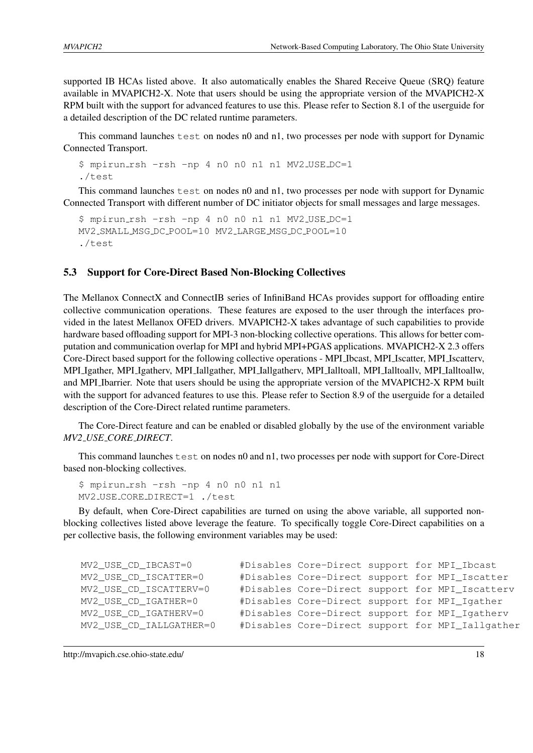supported IB HCAs listed above. It also automatically enables the Shared Receive Queue (SRQ) feature available in MVAPICH2-X. Note that users should be using the appropriate version of the MVAPICH2-X RPM built with the support for advanced features to use this. Please refer to Section 8.1 of the userguide for a detailed description of the DC related runtime parameters.

This command launches `test` on nodes n0 and n1, two processes per node with support for Dynamic Connected Transport.

```
$ mpirun_rsh -rsh -np 4 n0 n0 n1 n1 MV2_USE_DC=1
./test
```

This command launches `test` on nodes n0 and n1, two processes per node with support for Dynamic Connected Transport with different number of DC initiator objects for small messages and large messages.

```
$ mpirun_rsh -rsh -np 4 n0 n0 n1 n1 MV2_USE_DC=1
MV2_SMALL_MSG_DC_POOL=10 MV2_LARGE_MSG_DC_POOL=10
./test
```

## 5.3 Support for Core-Direct Based Non-Blocking Collectives

The Mellanox ConnectX and ConnectIB series of InfiniBand HCAs provides support for offloading entire collective communication operations. These features are exposed to the user through the interfaces provided in the latest Mellanox OFED drivers. MVAPICH2-X takes advantage of such capabilities to provide hardware based offloading support for MPI-3 non-blocking collective operations. This allows for better computation and communication overlap for MPI and hybrid MPI+PGAS applications. MVAPICH2-X 2.3 offers Core-Direct based support for the following collective operations - MPI_Ibcast, MPI_Iscatter, MPI_Iscatterv, MPI_Igather, MPI_Igatherv, MPI_Iallgather, MPI_Iallgatherv, MPI_Ialltoall, MPI_Ialltoallv, MPI_Ialltoallw, and MPI_Ibarrier. Note that users should be using the appropriate version of the MVAPICH2-X RPM built with the support for advanced features to use this. Please refer to Section 8.9 of the userguide for a detailed description of the Core-Direct related runtime parameters.

The Core-Direct feature and can be enabled or disabled globally by the use of the environment variable *MV2_USE_CORE_DIRECT*.

This command launches `test` on nodes n0 and n1, two processes per node with support for Core-Direct based non-blocking collectives.

```
$ mpirun_rsh -rsh -np 4 n0 n0 n1 n1
MV2_USE_CORE_DIRECT=1 ./test
```

By default, when Core-Direct capabilities are turned on using the above variable, all supported non-blocking collectives listed above leverage the feature. To specifically toggle Core-Direct capabilities on a per collective basis, the following environment variables may be used:

```
MV2_USE_CD_IBCAST=0         #Disables Core-Direct support for MPI_Ibcast
MV2_USE_CD_ISCATTER=0       #Disables Core-Direct support for MPI_Iscatter
MV2_USE_CD_ISCATTERV=0      #Disables Core-Direct support for MPI_Iscatterv
MV2_USE_CD_IGATHER=0        #Disables Core-Direct support for MPI_Igather
MV2_USE_CD_IGATHERV=0       #Disables Core-Direct support for MPI_Igatherv
MV2_USE_CD_IALLGATHER=0     #Disables Core-Direct support for MPI_Iallgather
```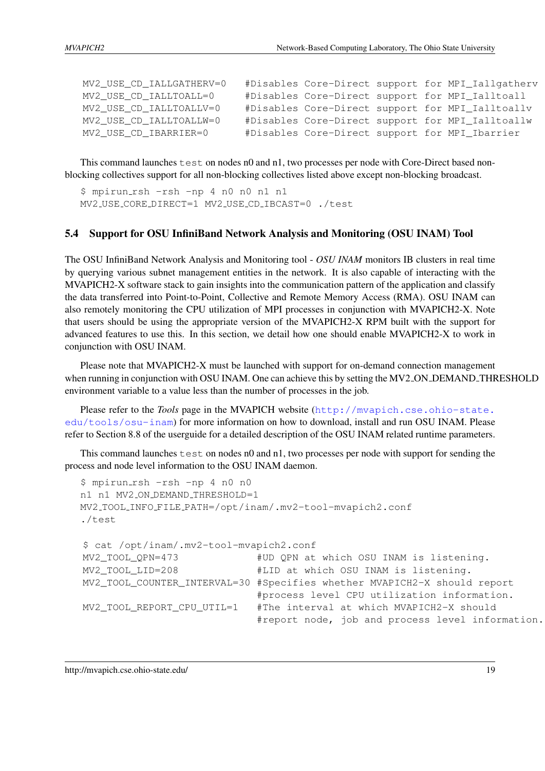```
MV2_USE_CD_IALLGATHERV=0    #Disables Core-Direct support for MPI_Iallgatherv
MV2_USE_CD_IALLTOALL=0      #Disables Core-Direct support for MPI_Ialltoall
MV2_USE_CD_IALLTOALLV=0     #Disables Core-Direct support for MPI_Ialltoallv
MV2_USE_CD_IALLTOALLW=0     #Disables Core-Direct support for MPI_Ialltoallw
MV2_USE_CD_IBARRIER=0       #Disables Core-Direct support for MPI_Ibarrier
```

This command launches `test` on nodes n0 and n1, two processes per node with Core-Direct based non-blocking collectives support for all non-blocking collectives listed above except non-blocking broadcast.

```
$ mpirun_rsh -rsh -np 4 n0 n0 n1 n1
MV2_USE_CORE_DIRECT=1 MV2_USE_CD_IBCAST=0 ./test
```

## 5.4 Support for OSU InfiniBand Network Analysis and Monitoring (OSU INAM) Tool

The OSU InfiniBand Network Analysis and Monitoring tool - *OSU INAM* monitors IB clusters in real time by querying various subnet management entities in the network. It is also capable of interacting with the MVAPICH2-X software stack to gain insights into the communication pattern of the application and classify the data transferred into Point-to-Point, Collective and Remote Memory Access (RMA). OSU INAM can also remotely monitoring the CPU utilization of MPI processes in conjunction with MVAPICH2-X. Note that users should be using the appropriate version of the MVAPICH2-X RPM built with the support for advanced features to use this. In this section, we detail how one should enable MVAPICH2-X to work in conjunction with OSU INAM.

Please note that MVAPICH2-X must be launched with support for on-demand connection management when running in conjunction with OSU INAM. One can achieve this by setting the MV2_ON_DEMAND_THRESHOLD environment variable to a value less than the number of processes in the job.

Please refer to the *Tools* page in the MVAPICH website (http://mvapich.cse.ohio-state.edu/tools/osu-inam) for more information on how to download, install and run OSU INAM. Please refer to Section 8.8 of the userguide for a detailed description of the OSU INAM related runtime parameters.

This command launches `test` on nodes n0 and n1, two processes per node with support for sending the process and node level information to the OSU INAM daemon.

```
$ mpirun_rsh -rsh -np 4 n0 n0
n1 n1 MV2_ON_DEMAND_THRESHOLD=1
MV2_TOOL_INFO_FILE_PATH=/opt/inam/.mv2-tool-mvapich2.conf
./test

 $ cat /opt/inam/.mv2-tool-mvapich2.conf
 MV2_TOOL_QPN=473              #UD QPN at which OSU INAM is listening.
 MV2_TOOL_LID=208              #LID at which OSU INAM is listening.
 MV2_TOOL_COUNTER_INTERVAL=30  #Specifies whether MVAPICH2-X should report
                               #process level CPU utilization information.
 MV2_TOOL_REPORT_CPU_UTIL=1    #The interval at which MVAPICH2-X should
                               #report node, job and process level information.
```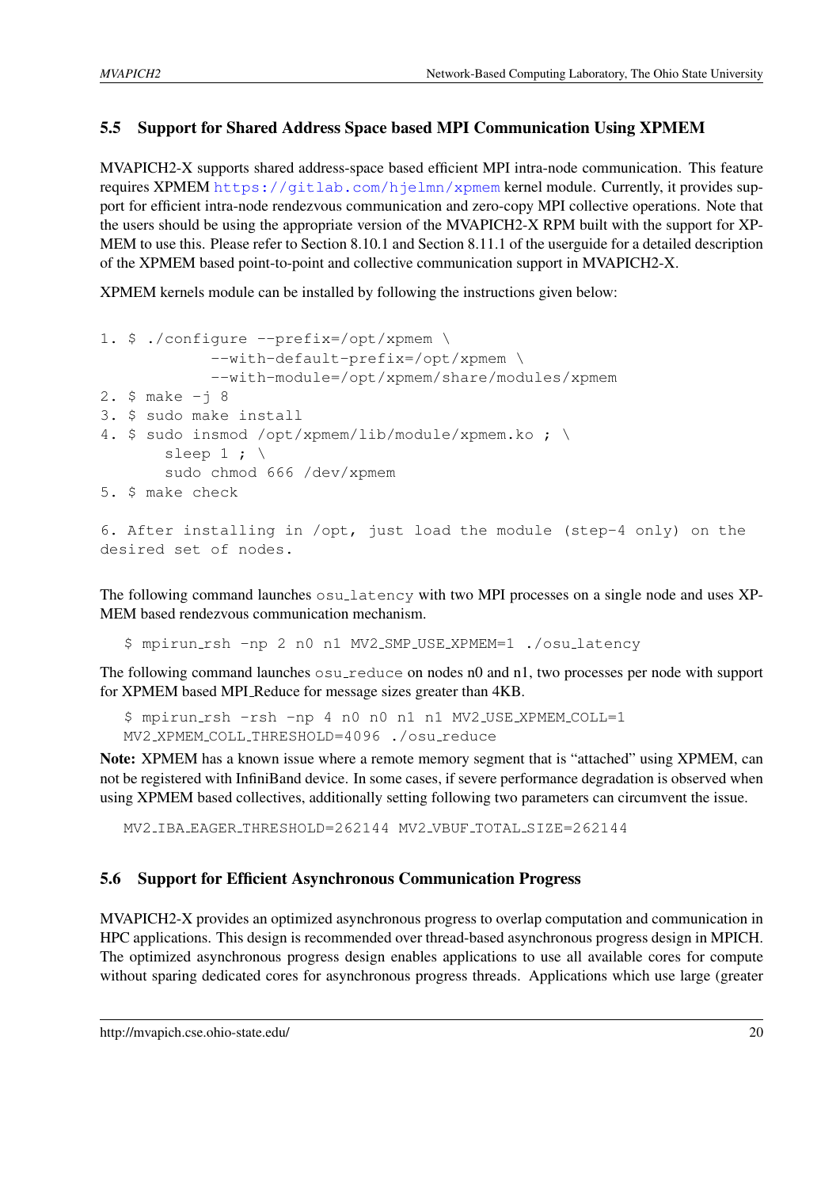## 5.5 Support for Shared Address Space based MPI Communication Using XPMEM

MVAPICH2-X supports shared address-space based efficient MPI intra-node communication. This feature requires XPMEM https://gitlab.com/hjelmn/xpmem kernel module. Currently, it provides support for efficient intra-node rendezvous communication and zero-copy MPI collective operations. Note that the users should be using the appropriate version of the MVAPICH2-X RPM built with the support for XPMEM to use this. Please refer to Section 8.10.1 and Section 8.11.1 of the userguide for a detailed description of the XPMEM based point-to-point and collective communication support in MVAPICH2-X.

XPMEM kernels module can be installed by following the instructions given below:

```
1. $ ./configure --prefix=/opt/xpmem \
            --with-default-prefix=/opt/xpmem \
            --with-module=/opt/xpmem/share/modules/xpmem
2. $ make -j 8
3. $ sudo make install
4. $ sudo insmod /opt/xpmem/lib/module/xpmem.ko ; \
       sleep 1 ; \
       sudo chmod 666 /dev/xpmem
5. $ make check

6. After installing in /opt, just load the module (step-4 only) on the
desired set of nodes.
```

The following command launches `osu_latency` with two MPI processes on a single node and uses XPMEM based rendezvous communication mechanism.

```
$ mpirun_rsh -np 2 n0 n1 MV2_SMP_USE_XPMEM=1 ./osu_latency
```

The following command launches `osu_reduce` on nodes n0 and n1, two processes per node with support for XPMEM based MPI_Reduce for message sizes greater than 4KB.

```
$ mpirun_rsh -rsh -np 4 n0 n0 n1 n1 MV2_USE_XPMEM_COLL=1
MV2_XPMEM_COLL_THRESHOLD=4096 ./osu_reduce
```

**Note:** XPMEM has a known issue where a remote memory segment that is "attached" using XPMEM, can not be registered with InfiniBand device. In some cases, if severe performance degradation is observed when using XPMEM based collectives, additionally setting following two parameters can circumvent the issue.

```
MV2_IBA_EAGER_THRESHOLD=262144 MV2_VBUF_TOTAL_SIZE=262144
```

## 5.6 Support for Efficient Asynchronous Communication Progress

MVAPICH2-X provides an optimized asynchronous progress to overlap computation and communication in HPC applications. This design is recommended over thread-based asynchronous progress design in MPICH. The optimized asynchronous progress design enables applications to use all available cores for compute without sparing dedicated cores for asynchronous progress threads. Applications which use large (greater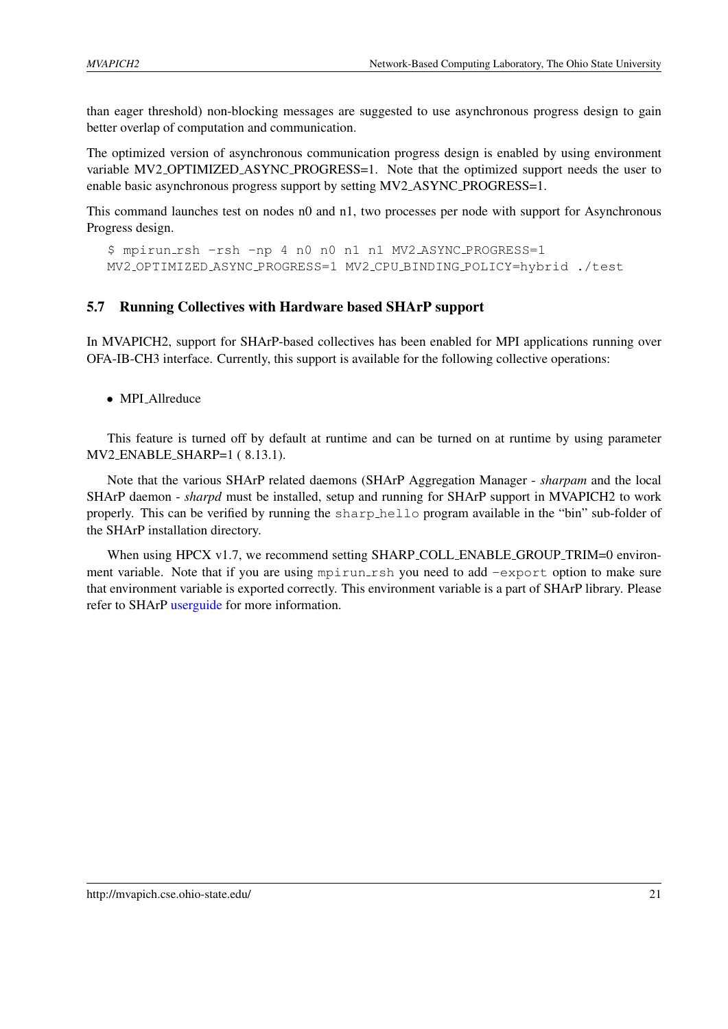than eager threshold) non-blocking messages are suggested to use asynchronous progress design to gain better overlap of computation and communication.

The optimized version of asynchronous communication progress design is enabled by using environment variable MV2_OPTIMIZED_ASYNC_PROGRESS=1. Note that the optimized support needs the user to enable basic asynchronous progress support by setting MV2_ASYNC_PROGRESS=1.

This command launches test on nodes n0 and n1, two processes per node with support for Asynchronous Progress design.

```
$ mpirun_rsh -rsh -np 4 n0 n0 n1 n1 MV2_ASYNC_PROGRESS=1
MV2_OPTIMIZED_ASYNC_PROGRESS=1 MV2_CPU_BINDING_POLICY=hybrid ./test
```

## 5.7 Running Collectives with Hardware based SHArP support

In MVAPICH2, support for SHArP-based collectives has been enabled for MPI applications running over OFA-IB-CH3 interface. Currently, this support is available for the following collective operations:

- MPI_Allreduce

This feature is turned off by default at runtime and can be turned on at runtime by using parameter MV2_ENABLE_SHARP=1 ( 8.13.1).

Note that the various SHArP related daemons (SHArP Aggregation Manager - *sharpam* and the local SHArP daemon - *sharpd* must be installed, setup and running for SHArP support in MVAPICH2 to work properly. This can be verified by running the `sharp_hello` program available in the "bin" sub-folder of the SHArP installation directory.

When using HPCX v1.7, we recommend setting SHARP_COLL_ENABLE_GROUP_TRIM=0 environment variable. Note that if you are using `mpirun_rsh` you need to add `-export` option to make sure that environment variable is exported correctly. This environment variable is a part of SHArP library. Please refer to SHArP userguide for more information.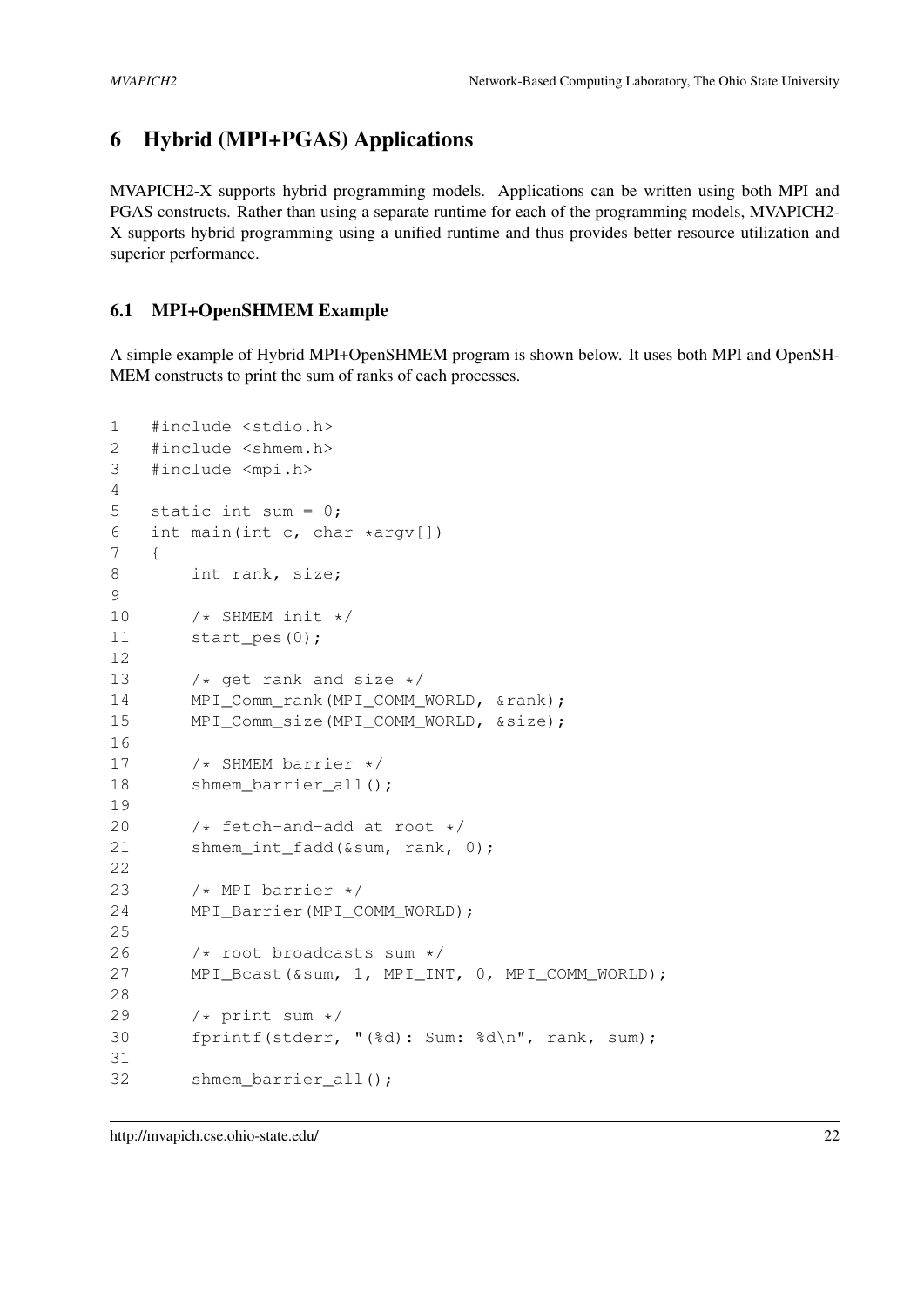# 6 Hybrid (MPI+PGAS) Applications

MVAPICH2-X supports hybrid programming models. Applications can be written using both MPI and PGAS constructs. Rather than using a separate runtime for each of the programming models, MVAPICH2-X supports hybrid programming using a unified runtime and thus provides better resource utilization and superior performance.

## 6.1 MPI+OpenSHMEM Example

A simple example of Hybrid MPI+OpenSHMEM program is shown below. It uses both MPI and OpenSHMEM constructs to print the sum of ranks of each processes.

```
1   #include <stdio.h>
2   #include <shmem.h>
3   #include <mpi.h>
4
5   static int sum = 0;
6   int main(int c, char *argv[])
7   {
8       int rank, size;
9
10      /* SHMEM init */
11      start_pes(0);
12
13      /* get rank and size */
14      MPI_Comm_rank(MPI_COMM_WORLD, &rank);
15      MPI_Comm_size(MPI_COMM_WORLD, &size);
16
17      /* SHMEM barrier */
18      shmem_barrier_all();
19
20      /* fetch-and-add at root */
21      shmem_int_fadd(&sum, rank, 0);
22
23      /* MPI barrier */
24      MPI_Barrier(MPI_COMM_WORLD);
25
26      /* root broadcasts sum */
27      MPI_Bcast(&sum, 1, MPI_INT, 0, MPI_COMM_WORLD);
28
29      /* print sum */
30      fprintf(stderr, "(%d): Sum: %d\n", rank, sum);
31
32      shmem_barrier_all();
```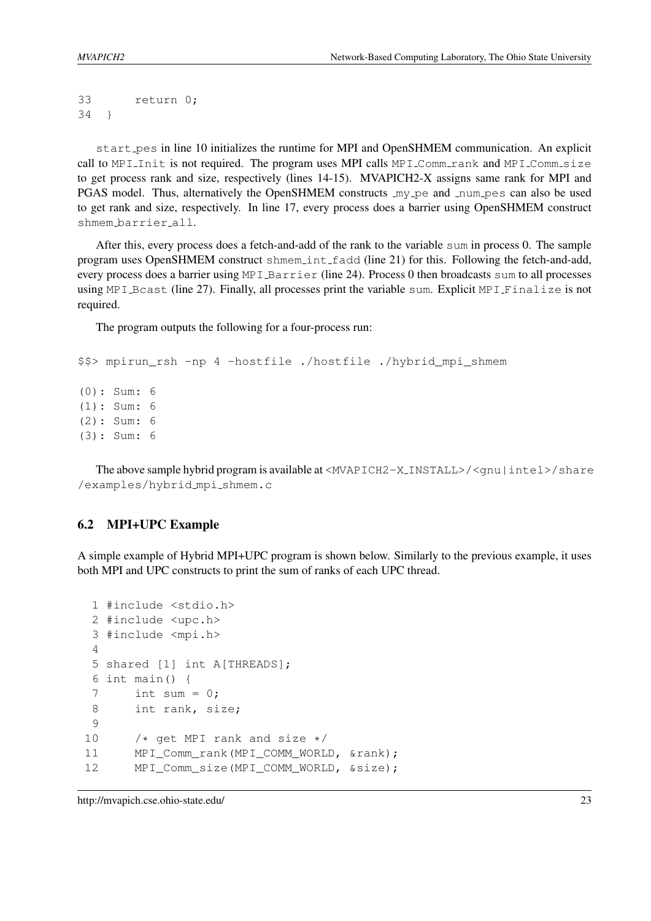```
33      return 0;
34  }
```

start_pes in line 10 initializes the runtime for MPI and OpenSHMEM communication. An explicit call to MPI_Init is not required. The program uses MPI calls MPI_Comm_rank and MPI_Comm_size to get process rank and size, respectively (lines 14-15). MVAPICH2-X assigns same rank for MPI and PGAS model. Thus, alternatively the OpenSHMEM constructs _my_pe and _num_pes can also be used to get rank and size, respectively. In line 17, every process does a barrier using OpenSHMEM construct shmem_barrier_all.

After this, every process does a fetch-and-add of the rank to the variable sum in process 0. The sample program uses OpenSHMEM construct shmem_int_fadd (line 21) for this. Following the fetch-and-add, every process does a barrier using MPI_Barrier (line 24). Process 0 then broadcasts sum to all processes using MPI_Bcast (line 27). Finally, all processes print the variable sum. Explicit MPI_Finalize is not required.

The program outputs the following for a four-process run:

```
$$> mpirun_rsh -np 4 -hostfile ./hostfile ./hybrid_mpi_shmem

(0): Sum: 6
(1): Sum: 6
(2): Sum: 6
(3): Sum: 6
```

The above sample hybrid program is available at <MVAPICH2-X_INSTALL>/<gnu|intel>/share/examples/hybrid_mpi_shmem.c

## 6.2 MPI+UPC Example

A simple example of Hybrid MPI+UPC program is shown below. Similarly to the previous example, it uses both MPI and UPC constructs to print the sum of ranks of each UPC thread.

```
 1 #include <stdio.h>
 2 #include <upc.h>
 3 #include <mpi.h>
 4
 5 shared [1] int A[THREADS];
 6 int main() {
 7     int sum = 0;
 8     int rank, size;
 9
10     /* get MPI rank and size */
11     MPI_Comm_rank(MPI_COMM_WORLD, &rank);
12     MPI_Comm_size(MPI_COMM_WORLD, &size);
```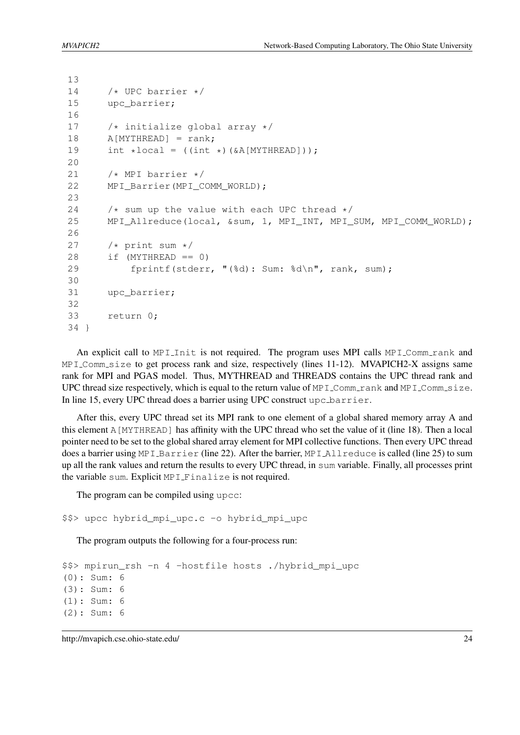```
13
14     /* UPC barrier */
15     upc_barrier;
16
17     /* initialize global array */
18     A[MYTHREAD] = rank;
19     int *local = ((int *)(&A[MYTHREAD]));
20
21     /* MPI barrier */
22     MPI_Barrier(MPI_COMM_WORLD);
23
24     /* sum up the value with each UPC thread */
25     MPI_Allreduce(local, &sum, 1, MPI_INT, MPI_SUM, MPI_COMM_WORLD);
26
27     /* print sum */
28     if (MYTHREAD == 0)
29         fprintf(stderr, "(%d): Sum: %d\n", rank, sum);
30
31     upc_barrier;
32
33     return 0;
34 }
```

An explicit call to `MPI_Init` is not required. The program uses MPI calls `MPI_Comm_rank` and `MPI_Comm_size` to get process rank and size, respectively (lines 11-12). MVAPICH2-X assigns same rank for MPI and PGAS model. Thus, MYTHREAD and THREADS contains the UPC thread rank and UPC thread size respectively, which is equal to the return value of `MPI_Comm_rank` and `MPI_Comm_size`. In line 15, every UPC thread does a barrier using UPC construct `upc_barrier`.

After this, every UPC thread set its MPI rank to one element of a global shared memory array A and this element `A[MYTHREAD]` has affinity with the UPC thread who set the value of it (line 18). Then a local pointer need to be set to the global shared array element for MPI collective functions. Then every UPC thread does a barrier using `MPI_Barrier` (line 22). After the barrier, `MPI_Allreduce` is called (line 25) to sum up all the rank values and return the results to every UPC thread, in `sum` variable. Finally, all processes print the variable `sum`. Explicit `MPI_Finalize` is not required.

The program can be compiled using `upcc`:

```
$$> upcc hybrid_mpi_upc.c -o hybrid_mpi_upc
```

The program outputs the following for a four-process run:

```
$$> mpirun_rsh -n 4 -hostfile hosts ./hybrid_mpi_upc
(0): Sum: 6
(3): Sum: 6
(1): Sum: 6
(2): Sum: 6
```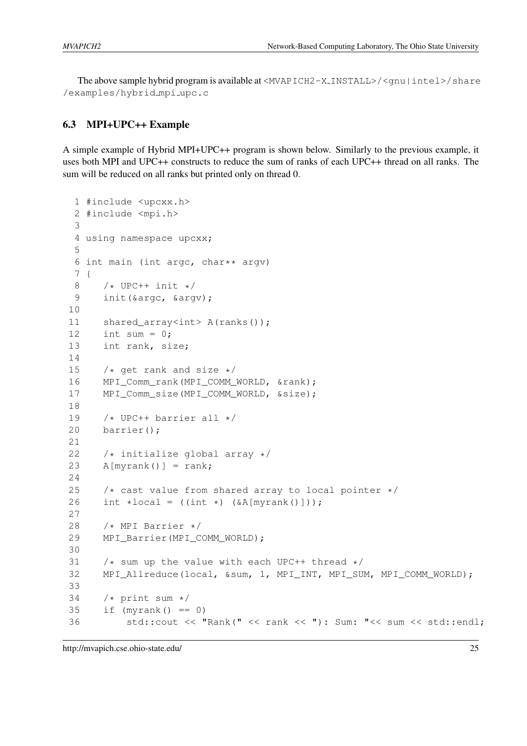The above sample hybrid program is available at `<MVAPICH2-X_INSTALL>/<gnu|intel>/share/examples/hybrid_mpi_upc.c`

### 6.3 MPI+UPC++ Example

A simple example of Hybrid MPI+UPC++ program is shown below. Similarly to the previous example, it uses both MPI and UPC++ constructs to reduce the sum of ranks of each UPC++ thread on all ranks. The sum will be reduced on all ranks but printed only on thread 0.

```
 1 #include <upcxx.h>
 2 #include <mpi.h>
 3
 4 using namespace upcxx;
 5
 6 int main (int argc, char** argv)
 7 {
 8    /* UPC++ init */
 9    init(&argc, &argv);
10
11    shared_array<int> A(ranks());
12    int sum = 0;
13    int rank, size;
14
15    /* get rank and size */
16    MPI_Comm_rank(MPI_COMM_WORLD, &rank);
17    MPI_Comm_size(MPI_COMM_WORLD, &size);
18
19    /* UPC++ barrier all */
20    barrier();
21
22    /* initialize global array */
23    A[myrank()] = rank;
24
25    /* cast value from shared array to local pointer */
26    int *local = ((int *) (&A[myrank()]));
27
28    /* MPI Barrier */
29    MPI_Barrier(MPI_COMM_WORLD);
30
31    /* sum up the value with each UPC++ thread */
32    MPI_Allreduce(local, &sum, 1, MPI_INT, MPI_SUM, MPI_COMM_WORLD);
33
34    /* print sum */
35    if (myrank() == 0)
36        std::cout << "Rank(" << rank << "): Sum: "<< sum << std::endl;
```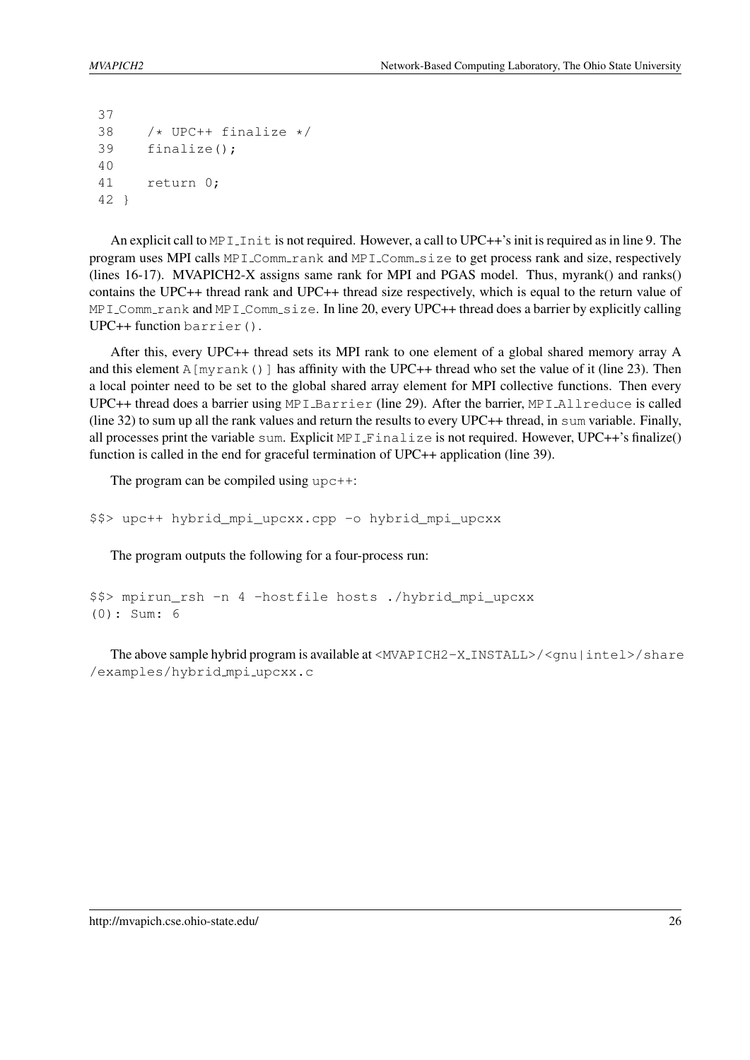```
37
38    /* UPC++ finalize */
39    finalize();
40
41    return 0;
42 }
```

An explicit call to `MPI_Init` is not required. However, a call to UPC++'s init is required as in line 9. The program uses MPI calls `MPI_Comm_rank` and `MPI_Comm_size` to get process rank and size, respectively (lines 16-17). MVAPICH2-X assigns same rank for MPI and PGAS model. Thus, myrank() and ranks() contains the UPC++ thread rank and UPC++ thread size respectively, which is equal to the return value of `MPI_Comm_rank` and `MPI_Comm_size`. In line 20, every UPC++ thread does a barrier by explicitly calling UPC++ function `barrier()`.

After this, every UPC++ thread sets its MPI rank to one element of a global shared memory array A and this element `A[myrank()]` has affinity with the UPC++ thread who set the value of it (line 23). Then a local pointer need to be set to the global shared array element for MPI collective functions. Then every UPC++ thread does a barrier using `MPI_Barrier` (line 29). After the barrier, `MPI_Allreduce` is called (line 32) to sum up all the rank values and return the results to every UPC++ thread, in `sum` variable. Finally, all processes print the variable `sum`. Explicit `MPI_Finalize` is not required. However, UPC++'s finalize() function is called in the end for graceful termination of UPC++ application (line 39).

The program can be compiled using `upc++`:

```
$$> upc++ hybrid_mpi_upcxx.cpp -o hybrid_mpi_upcxx
```

The program outputs the following for a four-process run:

```
$$> mpirun_rsh -n 4 -hostfile hosts ./hybrid_mpi_upcxx
(0): Sum: 6
```

The above sample hybrid program is available at `<MVAPICH2-X_INSTALL>/<gnu|intel>/share/examples/hybrid_mpi_upcxx.c`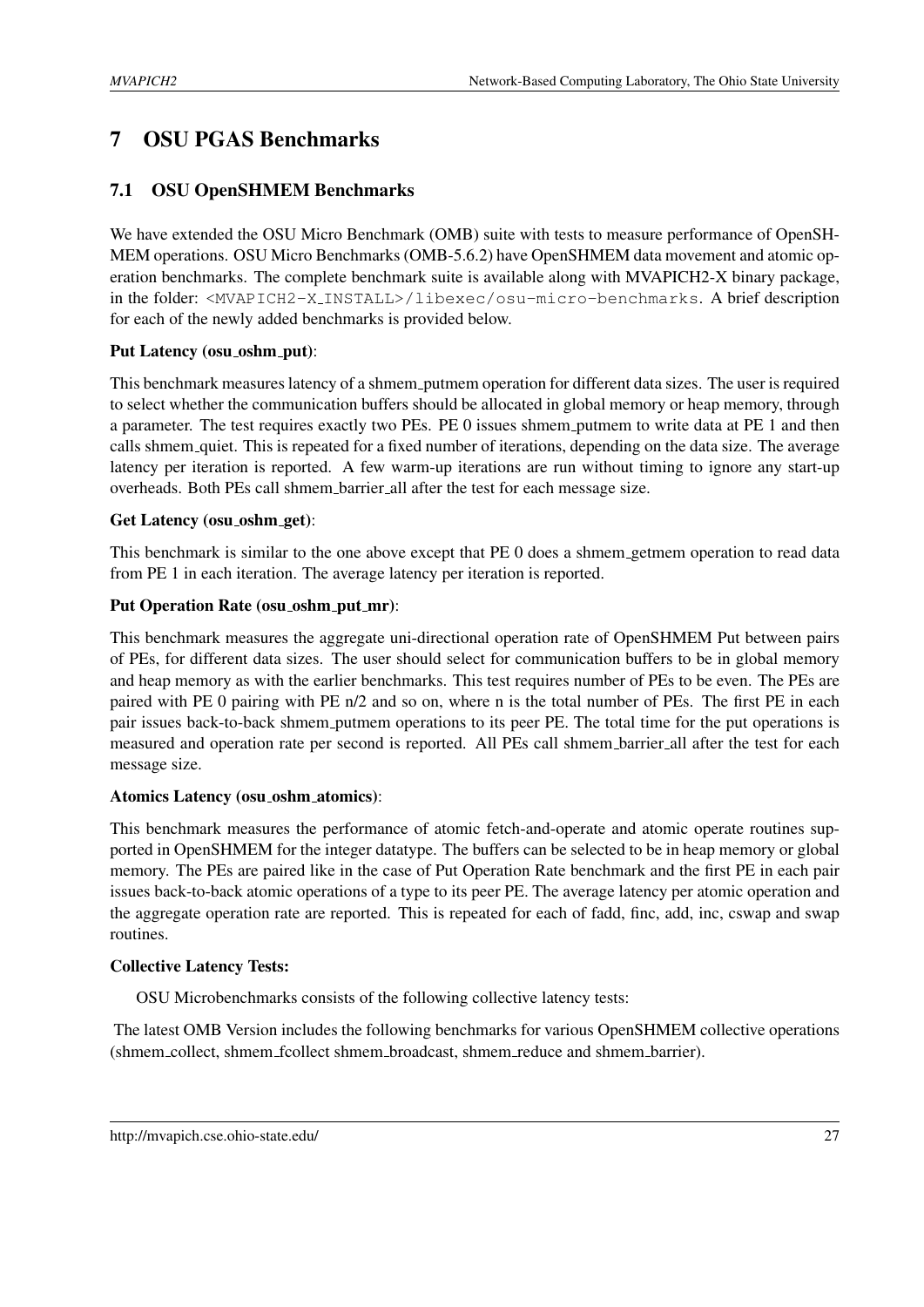# 7 OSU PGAS Benchmarks

## 7.1 OSU OpenSHMEM Benchmarks

We have extended the OSU Micro Benchmark (OMB) suite with tests to measure performance of OpenSHMEM operations. OSU Micro Benchmarks (OMB-5.6.2) have OpenSHMEM data movement and atomic operation benchmarks. The complete benchmark suite is available along with MVAPICH2-X binary package, in the folder: `<MVAPICH2-X_INSTALL>/libexec/osu-micro-benchmarks`. A brief description for each of the newly added benchmarks is provided below.

**Put Latency (osu_oshm_put)**:

This benchmark measures latency of a shmem_putmem operation for different data sizes. The user is required to select whether the communication buffers should be allocated in global memory or heap memory, through a parameter. The test requires exactly two PEs. PE 0 issues shmem_putmem to write data at PE 1 and then calls shmem_quiet. This is repeated for a fixed number of iterations, depending on the data size. The average latency per iteration is reported. A few warm-up iterations are run without timing to ignore any start-up overheads. Both PEs call shmem_barrier_all after the test for each message size.

**Get Latency (osu_oshm_get)**:

This benchmark is similar to the one above except that PE 0 does a shmem_getmem operation to read data from PE 1 in each iteration. The average latency per iteration is reported.

**Put Operation Rate (osu_oshm_put_mr)**:

This benchmark measures the aggregate uni-directional operation rate of OpenSHMEM Put between pairs of PEs, for different data sizes. The user should select for communication buffers to be in global memory and heap memory as with the earlier benchmarks. This test requires number of PEs to be even. The PEs are paired with PE 0 pairing with PE n/2 and so on, where n is the total number of PEs. The first PE in each pair issues back-to-back shmem_putmem operations to its peer PE. The total time for the put operations is measured and operation rate per second is reported. All PEs call shmem_barrier_all after the test for each message size.

**Atomics Latency (osu_oshm_atomics)**:

This benchmark measures the performance of atomic fetch-and-operate and atomic operate routines supported in OpenSHMEM for the integer datatype. The buffers can be selected to be in heap memory or global memory. The PEs are paired like in the case of Put Operation Rate benchmark and the first PE in each pair issues back-to-back atomic operations of a type to its peer PE. The average latency per atomic operation and the aggregate operation rate are reported. This is repeated for each of fadd, finc, add, inc, cswap and swap routines.

**Collective Latency Tests:**

OSU Microbenchmarks consists of the following collective latency tests:

The latest OMB Version includes the following benchmarks for various OpenSHMEM collective operations (shmem_collect, shmem_fcollect shmem_broadcast, shmem_reduce and shmem_barrier).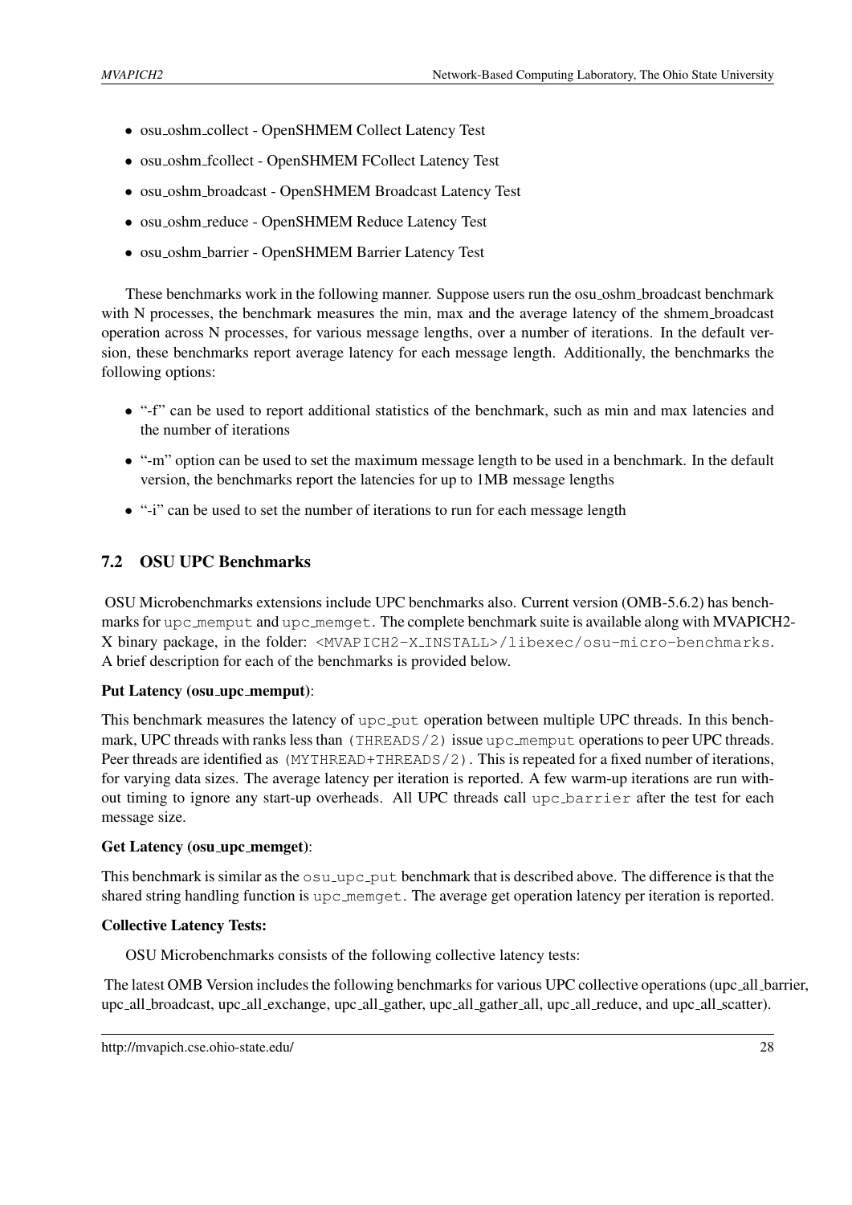- osu_oshm_collect - OpenSHMEM Collect Latency Test
- osu_oshm_fcollect - OpenSHMEM FCollect Latency Test
- osu_oshm_broadcast - OpenSHMEM Broadcast Latency Test
- osu_oshm_reduce - OpenSHMEM Reduce Latency Test
- osu_oshm_barrier - OpenSHMEM Barrier Latency Test

These benchmarks work in the following manner. Suppose users run the osu_oshm_broadcast benchmark with N processes, the benchmark measures the min, max and the average latency of the shmem_broadcast operation across N processes, for various message lengths, over a number of iterations. In the default version, these benchmarks report average latency for each message length. Additionally, the benchmarks the following options:

- "-f" can be used to report additional statistics of the benchmark, such as min and max latencies and the number of iterations
- "-m" option can be used to set the maximum message length to be used in a benchmark. In the default version, the benchmarks report the latencies for up to 1MB message lengths
- "-i" can be used to set the number of iterations to run for each message length

## 7.2 OSU UPC Benchmarks

OSU Microbenchmarks extensions include UPC benchmarks also. Current version (OMB-5.6.2) has benchmarks for `upc_memput` and `upc_memget`. The complete benchmark suite is available along with MVAPICH2-X binary package, in the folder: `<MVAPICH2-X_INSTALL>/libexec/osu-micro-benchmarks`. A brief description for each of the benchmarks is provided below.

**Put Latency (osu_upc_memput)**:

This benchmark measures the latency of `upc_put` operation between multiple UPC threads. In this benchmark, UPC threads with ranks less than `(THREADS/2)` issue `upc_memput` operations to peer UPC threads. Peer threads are identified as `(MYTHREAD+THREADS/2)`. This is repeated for a fixed number of iterations, for varying data sizes. The average latency per iteration is reported. A few warm-up iterations are run without timing to ignore any start-up overheads. All UPC threads call `upc_barrier` after the test for each message size.

**Get Latency (osu_upc_memget)**:

This benchmark is similar as the `osu_upc_put` benchmark that is described above. The difference is that the shared string handling function is `upc_memget`. The average get operation latency per iteration is reported.

**Collective Latency Tests:**

OSU Microbenchmarks consists of the following collective latency tests:

The latest OMB Version includes the following benchmarks for various UPC collective operations (upc_all_barrier, upc_all_broadcast, upc_all_exchange, upc_all_gather, upc_all_gather_all, upc_all_reduce, and upc_all_scatter).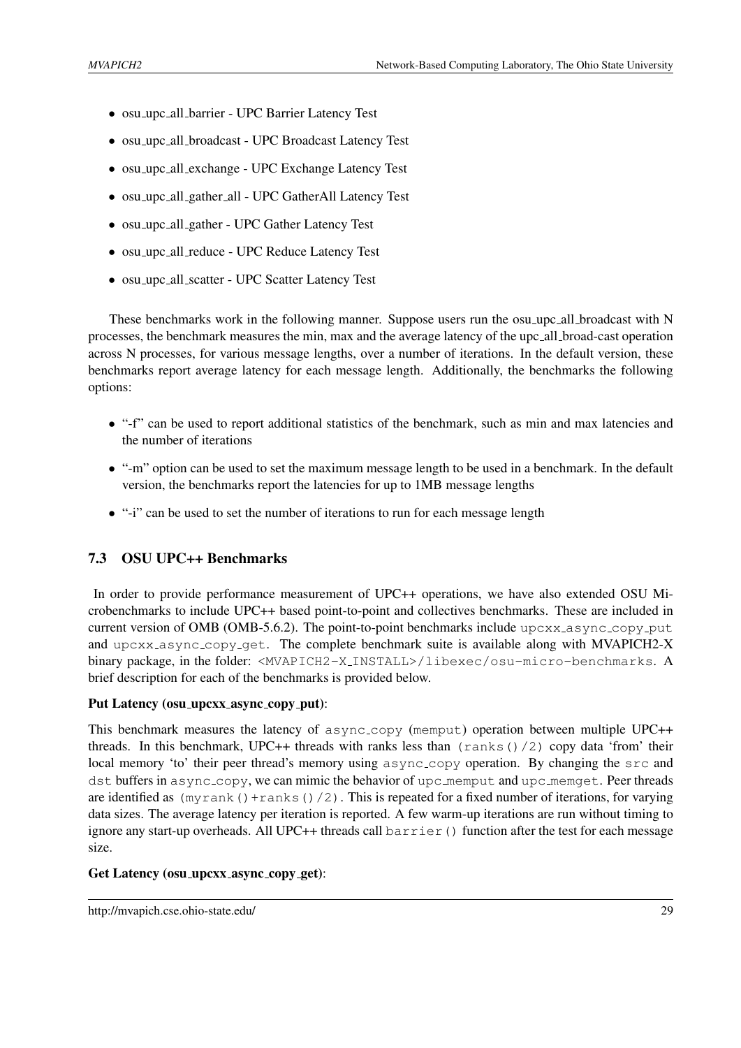- osu_upc_all_barrier - UPC Barrier Latency Test
- osu_upc_all_broadcast - UPC Broadcast Latency Test
- osu_upc_all_exchange - UPC Exchange Latency Test
- osu_upc_all_gather_all - UPC GatherAll Latency Test
- osu_upc_all_gather - UPC Gather Latency Test
- osu_upc_all_reduce - UPC Reduce Latency Test
- osu_upc_all_scatter - UPC Scatter Latency Test

These benchmarks work in the following manner. Suppose users run the osu_upc_all_broadcast with N processes, the benchmark measures the min, max and the average latency of the upc_all_broad-cast operation across N processes, for various message lengths, over a number of iterations. In the default version, these benchmarks report average latency for each message length. Additionally, the benchmarks the following options:

- "-f" can be used to report additional statistics of the benchmark, such as min and max latencies and the number of iterations
- "-m" option can be used to set the maximum message length to be used in a benchmark. In the default version, the benchmarks report the latencies for up to 1MB message lengths
- "-i" can be used to set the number of iterations to run for each message length

## 7.3 OSU UPC++ Benchmarks

In order to provide performance measurement of UPC++ operations, we have also extended OSU Microbenchmarks to include UPC++ based point-to-point and collectives benchmarks. These are included in current version of OMB (OMB-5.6.2). The point-to-point benchmarks include `upcxx_async_copy_put` and `upcxx_async_copy_get`. The complete benchmark suite is available along with MVAPICH2-X binary package, in the folder: `<MVAPICH2-X_INSTALL>/libexec/osu-micro-benchmarks`. A brief description for each of the benchmarks is provided below.

**Put Latency (osu_upcxx_async_copy_put)**:

This benchmark measures the latency of `async_copy` (`memput`) operation between multiple UPC++ threads. In this benchmark, UPC++ threads with ranks less than `(ranks()/2)` copy data 'from' their local memory 'to' their peer thread's memory using `async_copy` operation. By changing the `src` and `dst` buffers in `async_copy`, we can mimic the behavior of `upc_memput` and `upc_memget`. Peer threads are identified as `(myrank()+ranks()/2)`. This is repeated for a fixed number of iterations, for varying data sizes. The average latency per iteration is reported. A few warm-up iterations are run without timing to ignore any start-up overheads. All UPC++ threads call `barrier()` function after the test for each message size.

**Get Latency (osu_upcxx_async_copy_get)**: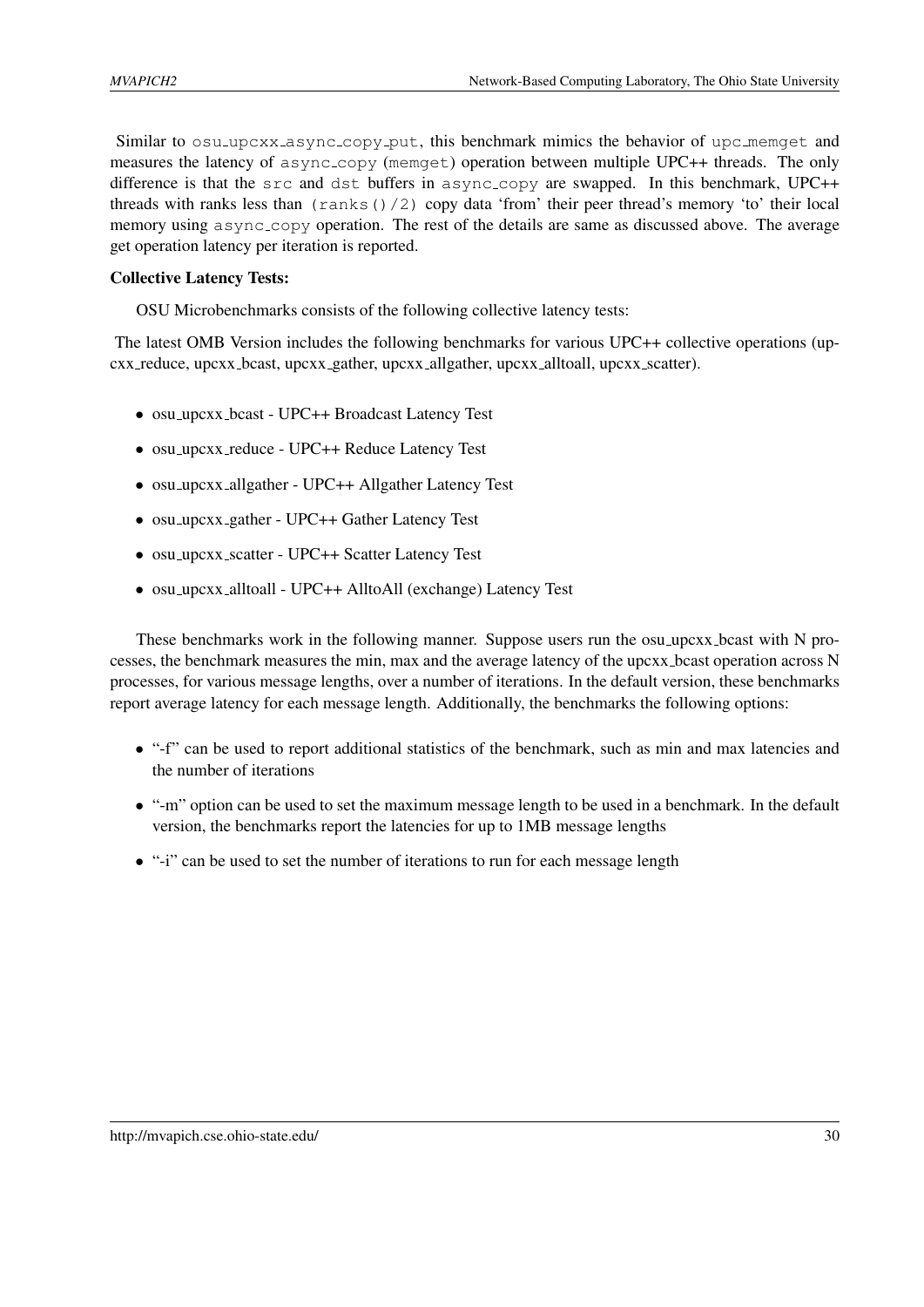Similar to `osu_upcxx_async_copy_put`, this benchmark mimics the behavior of `upc_memget` and measures the latency of `async_copy` (`memget`) operation between multiple UPC++ threads. The only difference is that the `src` and `dst` buffers in `async_copy` are swapped. In this benchmark, UPC++ threads with ranks less than `(ranks()/2)` copy data 'from' their peer thread's memory 'to' their local memory using `async_copy` operation. The rest of the details are same as discussed above. The average get operation latency per iteration is reported.

**Collective Latency Tests:**

OSU Microbenchmarks consists of the following collective latency tests:

The latest OMB Version includes the following benchmarks for various UPC++ collective operations (upcxx_reduce, upcxx_bcast, upcxx_gather, upcxx_allgather, upcxx_alltoall, upcxx_scatter).

- osu_upcxx_bcast - UPC++ Broadcast Latency Test
- osu_upcxx_reduce - UPC++ Reduce Latency Test
- osu_upcxx_allgather - UPC++ Allgather Latency Test
- osu_upcxx_gather - UPC++ Gather Latency Test
- osu_upcxx_scatter - UPC++ Scatter Latency Test
- osu_upcxx_alltoall - UPC++ AlltoAll (exchange) Latency Test

These benchmarks work in the following manner. Suppose users run the osu_upcxx_bcast with N processes, the benchmark measures the min, max and the average latency of the upcxx_bcast operation across N processes, for various message lengths, over a number of iterations. In the default version, these benchmarks report average latency for each message length. Additionally, the benchmarks the following options:

- "-f" can be used to report additional statistics of the benchmark, such as min and max latencies and the number of iterations
- "-m" option can be used to set the maximum message length to be used in a benchmark. In the default version, the benchmarks report the latencies for up to 1MB message lengths
- "-i" can be used to set the number of iterations to run for each message length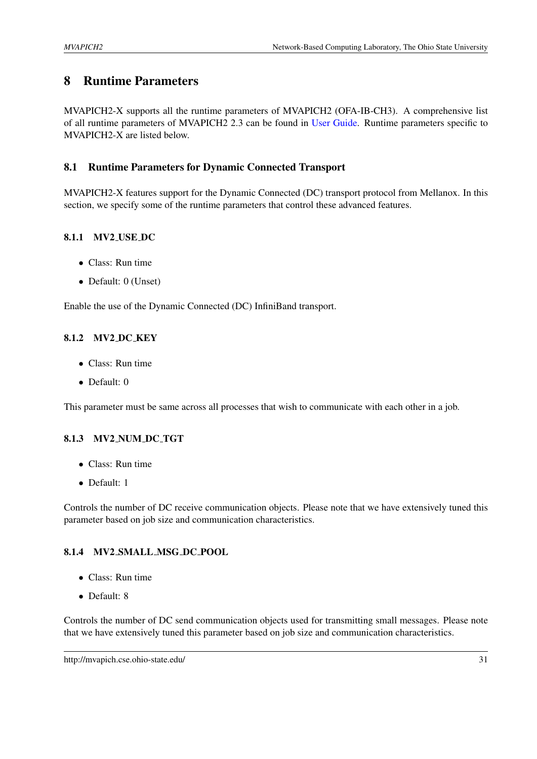# 8 Runtime Parameters

MVAPICH2-X supports all the runtime parameters of MVAPICH2 (OFA-IB-CH3). A comprehensive list of all runtime parameters of MVAPICH2 2.3 can be found in User Guide. Runtime parameters specific to MVAPICH2-X are listed below.

## 8.1 Runtime Parameters for Dynamic Connected Transport

MVAPICH2-X features support for the Dynamic Connected (DC) transport protocol from Mellanox. In this section, we specify some of the runtime parameters that control these advanced features.

### 8.1.1 MV2_USE_DC

- Class: Run time
- Default: 0 (Unset)

Enable the use of the Dynamic Connected (DC) InfiniBand transport.

### 8.1.2 MV2_DC_KEY

- Class: Run time
- Default: 0

This parameter must be same across all processes that wish to communicate with each other in a job.

### 8.1.3 MV2_NUM_DC_TGT

- Class: Run time
- Default: 1

Controls the number of DC receive communication objects. Please note that we have extensively tuned this parameter based on job size and communication characteristics.

### 8.1.4 MV2_SMALL_MSG_DC_POOL

- Class: Run time
- Default: 8

Controls the number of DC send communication objects used for transmitting small messages. Please note that we have extensively tuned this parameter based on job size and communication characteristics.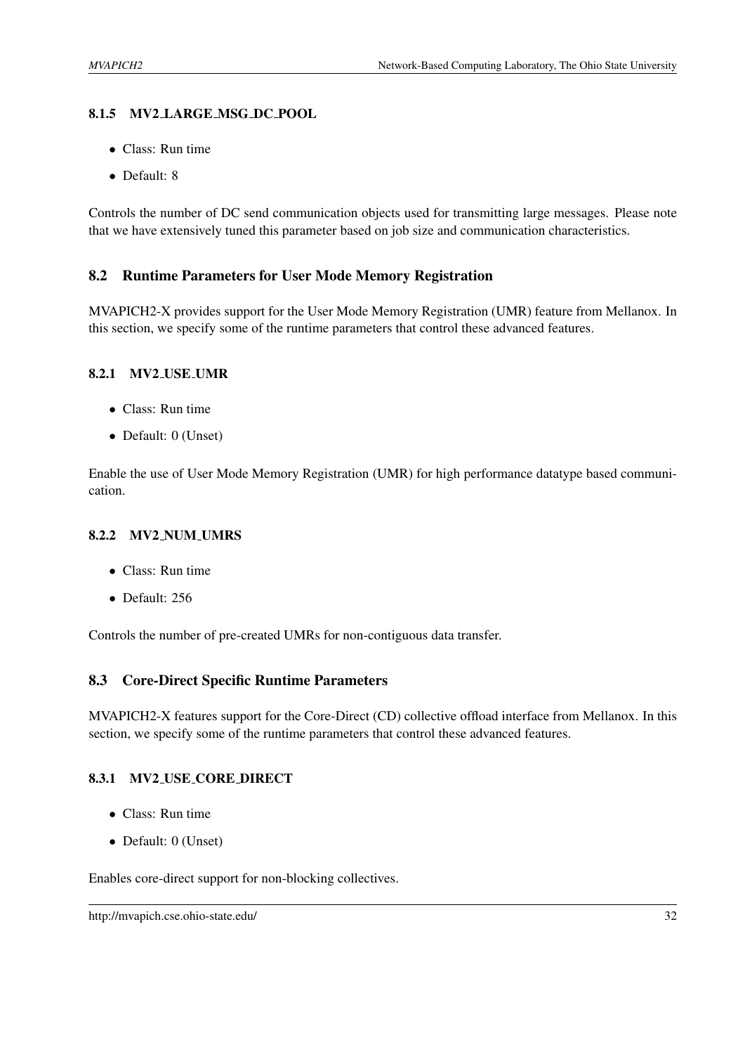### 8.1.5 MV2_LARGE_MSG_DC_POOL

- Class: Run time
- Default: 8

Controls the number of DC send communication objects used for transmitting large messages. Please note that we have extensively tuned this parameter based on job size and communication characteristics.

## 8.2 Runtime Parameters for User Mode Memory Registration

MVAPICH2-X provides support for the User Mode Memory Registration (UMR) feature from Mellanox. In this section, we specify some of the runtime parameters that control these advanced features.

### 8.2.1 MV2_USE_UMR

- Class: Run time
- Default: 0 (Unset)

Enable the use of User Mode Memory Registration (UMR) for high performance datatype based communication.

### 8.2.2 MV2_NUM_UMRS

- Class: Run time
- Default: 256

Controls the number of pre-created UMRs for non-contiguous data transfer.

## 8.3 Core-Direct Specific Runtime Parameters

MVAPICH2-X features support for the Core-Direct (CD) collective offload interface from Mellanox. In this section, we specify some of the runtime parameters that control these advanced features.

### 8.3.1 MV2_USE_CORE_DIRECT

- Class: Run time
- Default: 0 (Unset)

Enables core-direct support for non-blocking collectives.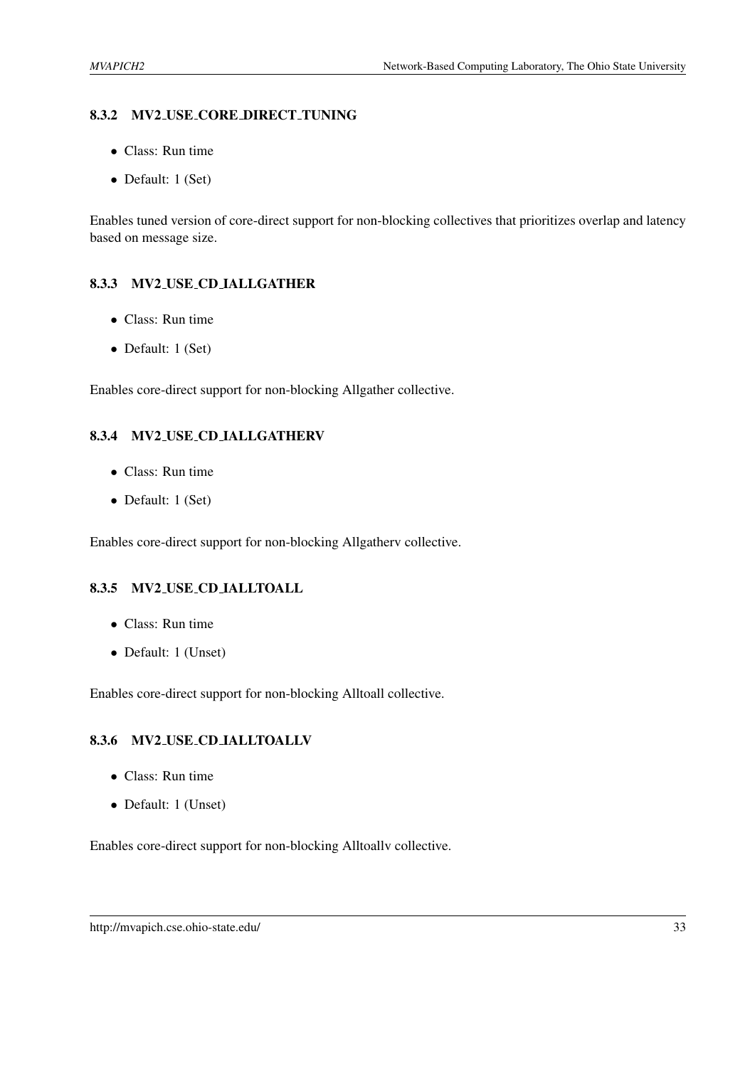#### 8.3.2 MV2_USE_CORE_DIRECT_TUNING

- Class: Run time
- Default: 1 (Set)

Enables tuned version of core-direct support for non-blocking collectives that prioritizes overlap and latency based on message size.

#### 8.3.3 MV2_USE_CD_IALLGATHER

- Class: Run time
- Default: 1 (Set)

Enables core-direct support for non-blocking Allgather collective.

#### 8.3.4 MV2_USE_CD_IALLGATHERV

- Class: Run time
- Default: 1 (Set)

Enables core-direct support for non-blocking Allgatherv collective.

#### 8.3.5 MV2_USE_CD_IALLTOALL

- Class: Run time
- Default: 1 (Unset)

Enables core-direct support for non-blocking Alltoall collective.

#### 8.3.6 MV2_USE_CD_IALLTOALLV

- Class: Run time
- Default: 1 (Unset)

Enables core-direct support for non-blocking Alltoallv collective.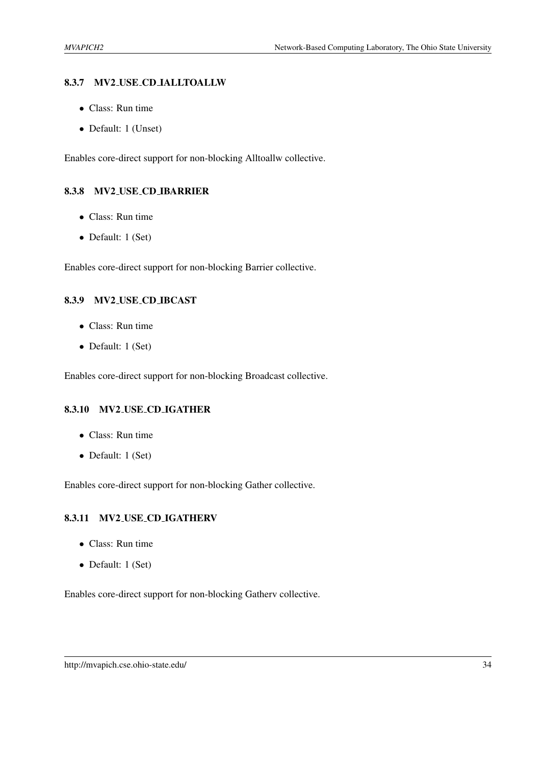### 8.3.7 MV2_USE_CD_IALLTOALLW

- Class: Run time
- Default: 1 (Unset)

Enables core-direct support for non-blocking Alltoallw collective.

### 8.3.8 MV2_USE_CD_IBARRIER

- Class: Run time
- Default: 1 (Set)

Enables core-direct support for non-blocking Barrier collective.

### 8.3.9 MV2_USE_CD_IBCAST

- Class: Run time
- Default: 1 (Set)

Enables core-direct support for non-blocking Broadcast collective.

### 8.3.10 MV2_USE_CD_IGATHER

- Class: Run time
- Default: 1 (Set)

Enables core-direct support for non-blocking Gather collective.

### 8.3.11 MV2_USE_CD_IGATHERV

- Class: Run time
- Default: 1 (Set)

Enables core-direct support for non-blocking Gatherv collective.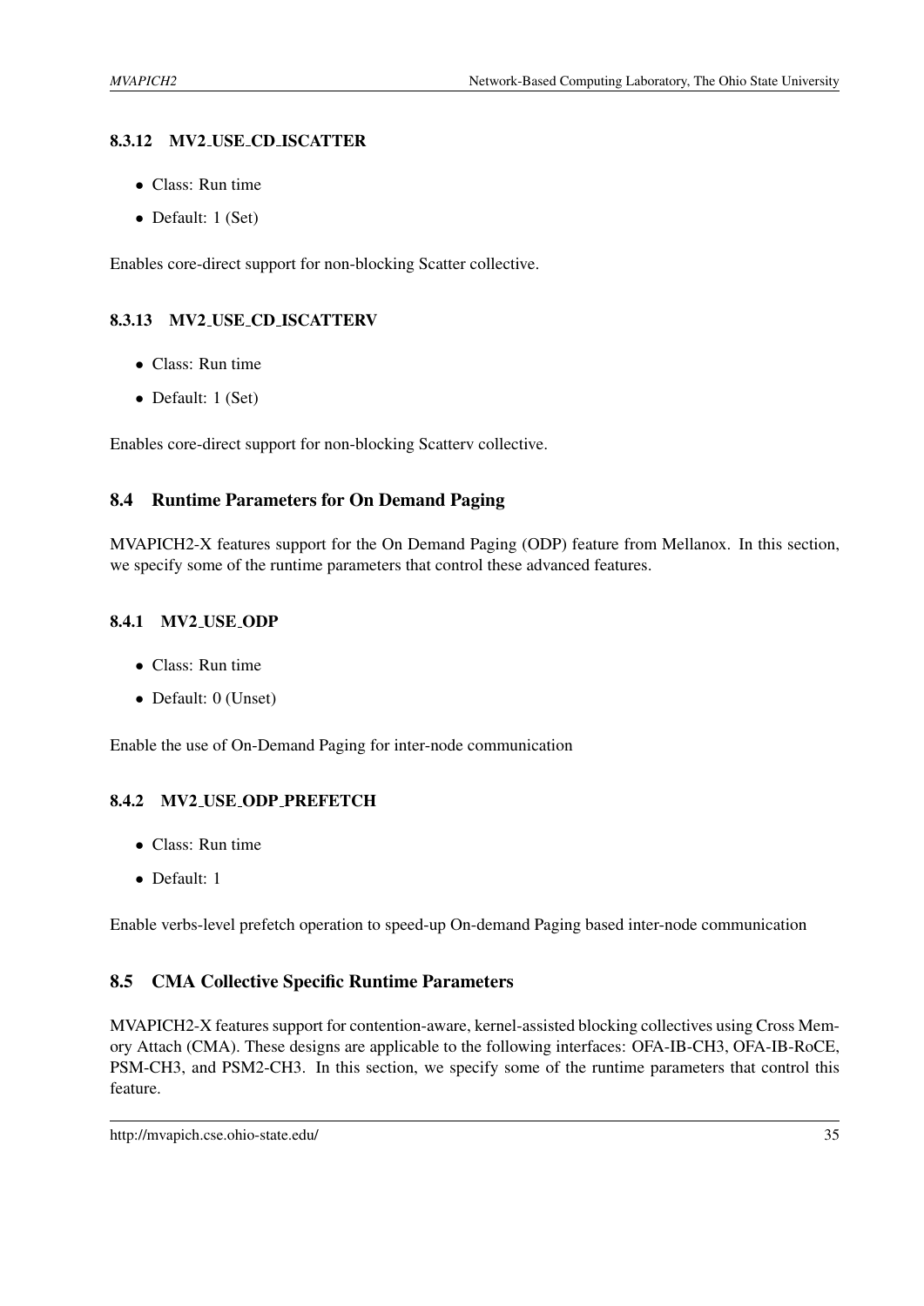#### 8.3.12 MV2_USE_CD_ISCATTER

- Class: Run time
- Default: 1 (Set)

Enables core-direct support for non-blocking Scatter collective.

#### 8.3.13 MV2_USE_CD_ISCATTERV

- Class: Run time
- Default: 1 (Set)

Enables core-direct support for non-blocking Scatterv collective.

### 8.4 Runtime Parameters for On Demand Paging

MVAPICH2-X features support for the On Demand Paging (ODP) feature from Mellanox. In this section, we specify some of the runtime parameters that control these advanced features.

#### 8.4.1 MV2_USE_ODP

- Class: Run time
- Default: 0 (Unset)

Enable the use of On-Demand Paging for inter-node communication

#### 8.4.2 MV2_USE_ODP_PREFETCH

- Class: Run time
- Default: 1

Enable verbs-level prefetch operation to speed-up On-demand Paging based inter-node communication

### 8.5 CMA Collective Specific Runtime Parameters

MVAPICH2-X features support for contention-aware, kernel-assisted blocking collectives using Cross Memory Attach (CMA). These designs are applicable to the following interfaces: OFA-IB-CH3, OFA-IB-RoCE, PSM-CH3, and PSM2-CH3. In this section, we specify some of the runtime parameters that control this feature.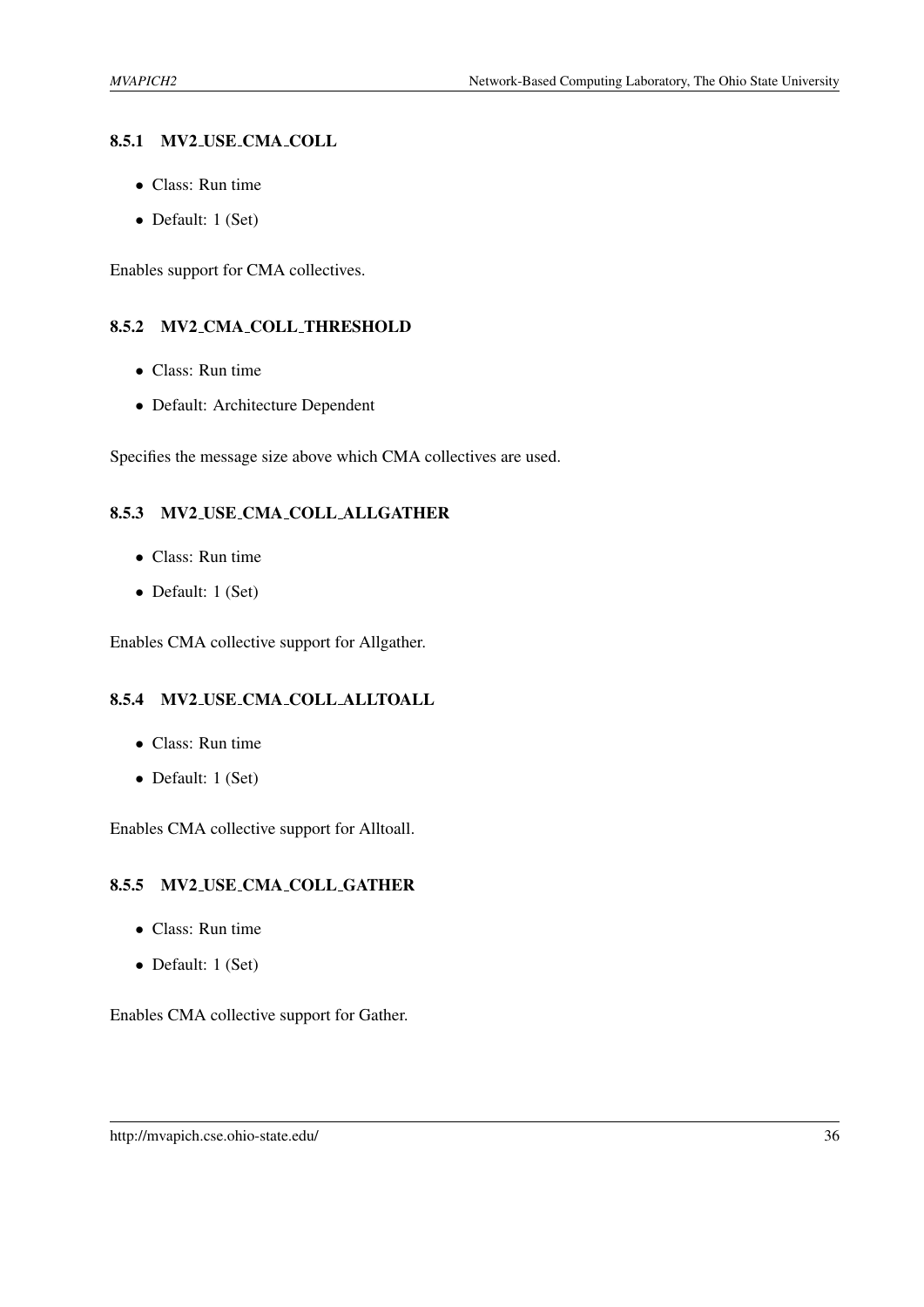### 8.5.1 MV2_USE_CMA_COLL

- Class: Run time
- Default: 1 (Set)

Enables support for CMA collectives.

### 8.5.2 MV2_CMA_COLL_THRESHOLD

- Class: Run time
- Default: Architecture Dependent

Specifies the message size above which CMA collectives are used.

### 8.5.3 MV2_USE_CMA_COLL_ALLGATHER

- Class: Run time
- Default: 1 (Set)

Enables CMA collective support for Allgather.

### 8.5.4 MV2_USE_CMA_COLL_ALLTOALL

- Class: Run time
- Default: 1 (Set)

Enables CMA collective support for Alltoall.

### 8.5.5 MV2_USE_CMA_COLL_GATHER

- Class: Run time
- Default: 1 (Set)

Enables CMA collective support for Gather.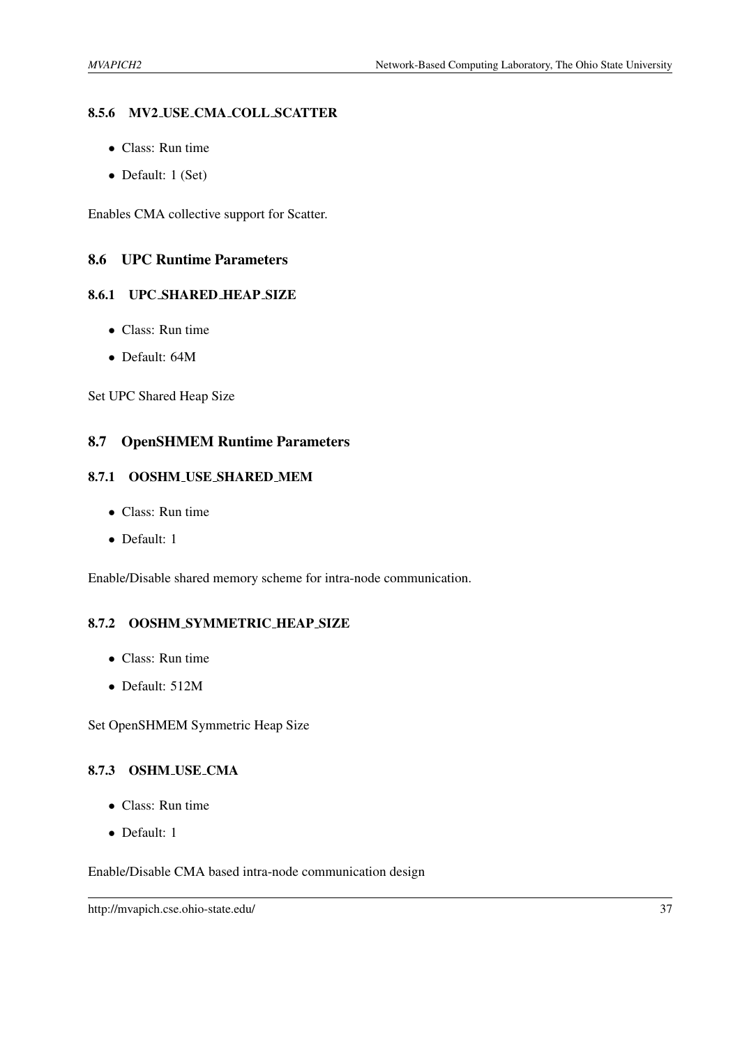### 8.5.6 MV2_USE_CMA_COLL_SCATTER

- Class: Run time
- Default: 1 (Set)

Enables CMA collective support for Scatter.

## 8.6 UPC Runtime Parameters

### 8.6.1 UPC_SHARED_HEAP_SIZE

- Class: Run time
- Default: 64M

Set UPC Shared Heap Size

## 8.7 OpenSHMEM Runtime Parameters

### 8.7.1 OOSHM_USE_SHARED_MEM

- Class: Run time
- Default: 1

Enable/Disable shared memory scheme for intra-node communication.

### 8.7.2 OOSHM_SYMMETRIC_HEAP_SIZE

- Class: Run time
- Default: 512M

Set OpenSHMEM Symmetric Heap Size

### 8.7.3 OSHM_USE_CMA

- Class: Run time
- Default: 1

Enable/Disable CMA based intra-node communication design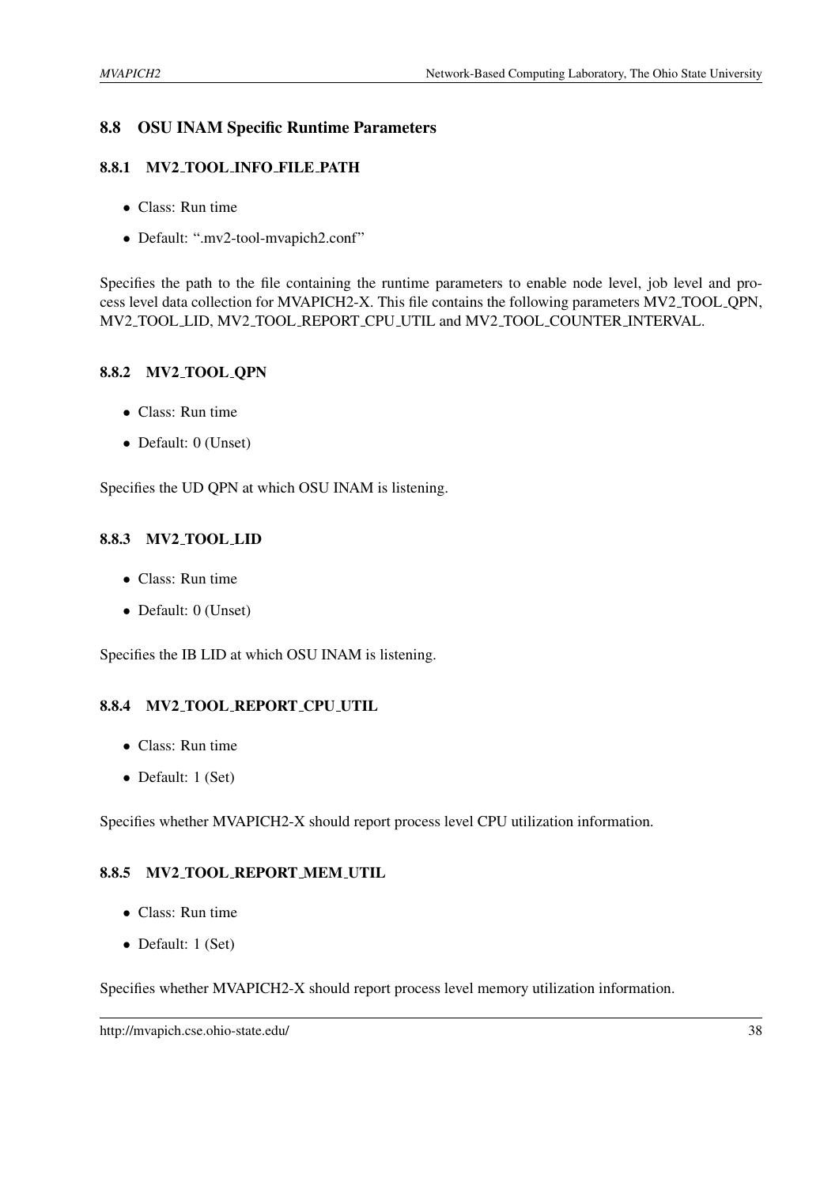## 8.8 OSU INAM Specific Runtime Parameters

### 8.8.1 MV2_TOOL_INFO_FILE_PATH

- Class: Run time
- Default: ".mv2-tool-mvapich2.conf"

Specifies the path to the file containing the runtime parameters to enable node level, job level and process level data collection for MVAPICH2-X. This file contains the following parameters MV2_TOOL_QPN, MV2_TOOL_LID, MV2_TOOL_REPORT_CPU_UTIL and MV2_TOOL_COUNTER_INTERVAL.

### 8.8.2 MV2_TOOL_QPN

- Class: Run time
- Default: 0 (Unset)

Specifies the UD QPN at which OSU INAM is listening.

### 8.8.3 MV2_TOOL_LID

- Class: Run time
- Default: 0 (Unset)

Specifies the IB LID at which OSU INAM is listening.

### 8.8.4 MV2_TOOL_REPORT_CPU_UTIL

- Class: Run time
- Default: 1 (Set)

Specifies whether MVAPICH2-X should report process level CPU utilization information.

### 8.8.5 MV2_TOOL_REPORT_MEM_UTIL

- Class: Run time
- Default: 1 (Set)

Specifies whether MVAPICH2-X should report process level memory utilization information.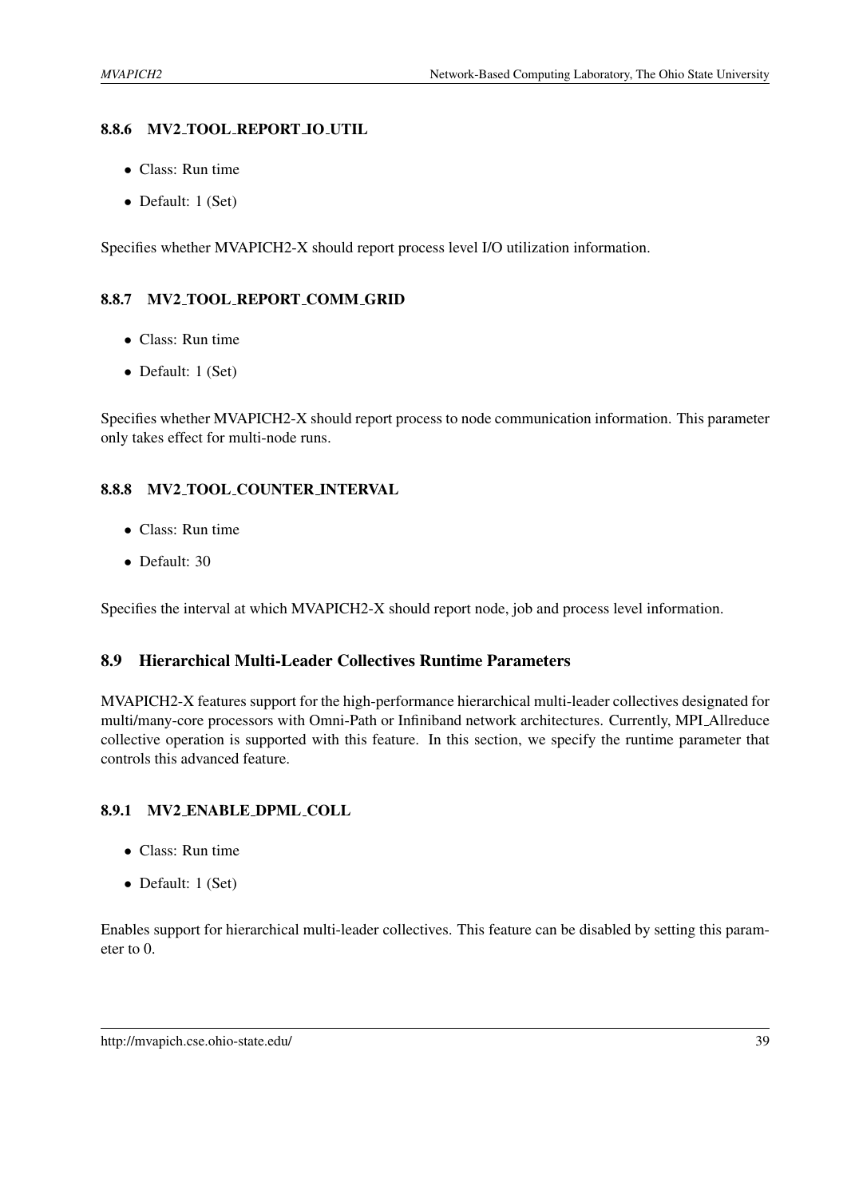### 8.8.6 MV2_TOOL_REPORT_IO_UTIL

- Class: Run time
- Default: 1 (Set)

Specifies whether MVAPICH2-X should report process level I/O utilization information.

### 8.8.7 MV2_TOOL_REPORT_COMM_GRID

- Class: Run time
- Default: 1 (Set)

Specifies whether MVAPICH2-X should report process to node communication information. This parameter only takes effect for multi-node runs.

### 8.8.8 MV2_TOOL_COUNTER_INTERVAL

- Class: Run time
- Default: 30

Specifies the interval at which MVAPICH2-X should report node, job and process level information.

## 8.9 Hierarchical Multi-Leader Collectives Runtime Parameters

MVAPICH2-X features support for the high-performance hierarchical multi-leader collectives designated for multi/many-core processors with Omni-Path or Infiniband network architectures. Currently, MPI_Allreduce collective operation is supported with this feature. In this section, we specify the runtime parameter that controls this advanced feature.

### 8.9.1 MV2_ENABLE_DPML_COLL

- Class: Run time
- Default: 1 (Set)

Enables support for hierarchical multi-leader collectives. This feature can be disabled by setting this parameter to 0.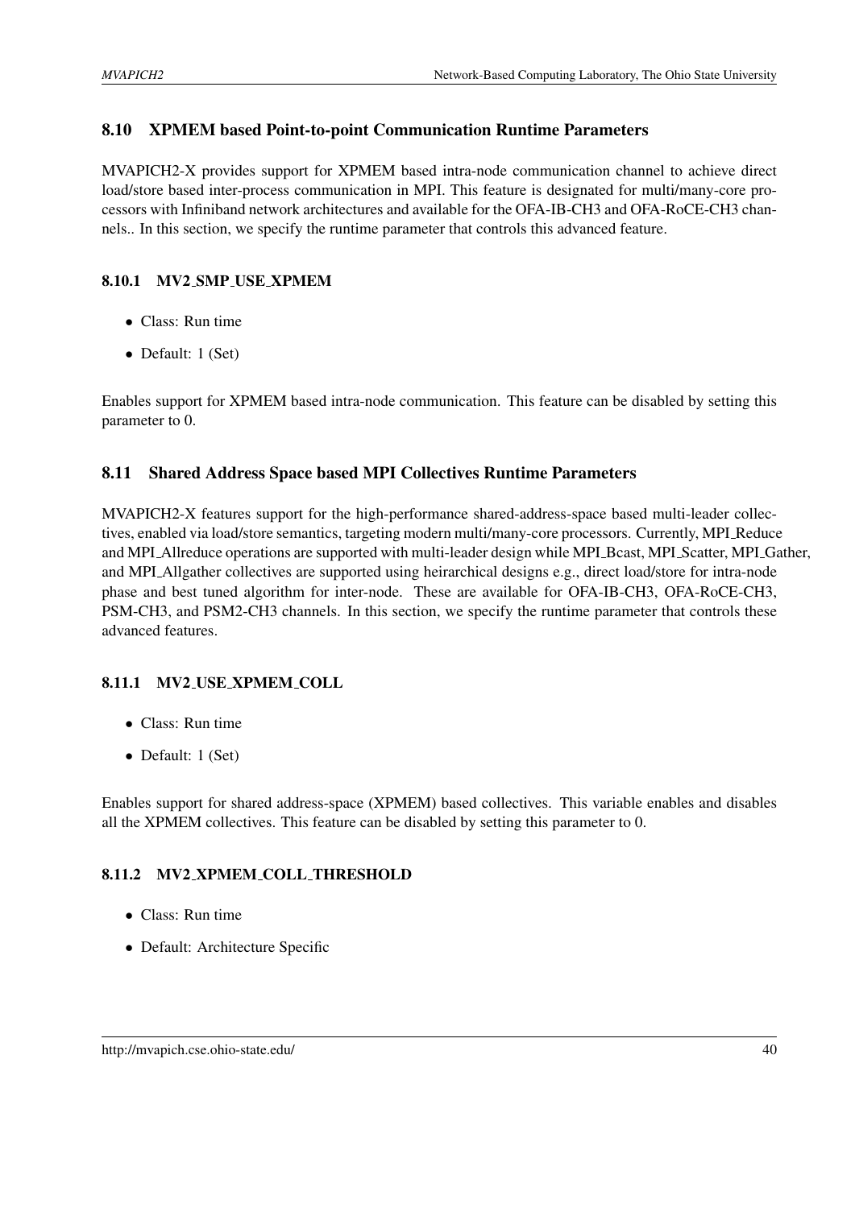## 8.10 XPMEM based Point-to-point Communication Runtime Parameters

MVAPICH2-X provides support for XPMEM based intra-node communication channel to achieve direct load/store based inter-process communication in MPI. This feature is designated for multi/many-core processors with Infiniband network architectures and available for the OFA-IB-CH3 and OFA-RoCE-CH3 channels.. In this section, we specify the runtime parameter that controls this advanced feature.

### 8.10.1 MV2_SMP_USE_XPMEM

- Class: Run time
- Default: 1 (Set)

Enables support for XPMEM based intra-node communication. This feature can be disabled by setting this parameter to 0.

## 8.11 Shared Address Space based MPI Collectives Runtime Parameters

MVAPICH2-X features support for the high-performance shared-address-space based multi-leader collectives, enabled via load/store semantics, targeting modern multi/many-core processors. Currently, MPI_Reduce and MPI_Allreduce operations are supported with multi-leader design while MPI_Bcast, MPI_Scatter, MPI_Gather, and MPI_Allgather collectives are supported using heirarchical designs e.g., direct load/store for intra-node phase and best tuned algorithm for inter-node. These are available for OFA-IB-CH3, OFA-RoCE-CH3, PSM-CH3, and PSM2-CH3 channels. In this section, we specify the runtime parameter that controls these advanced features.

### 8.11.1 MV2_USE_XPMEM_COLL

- Class: Run time
- Default: 1 (Set)

Enables support for shared address-space (XPMEM) based collectives. This variable enables and disables all the XPMEM collectives. This feature can be disabled by setting this parameter to 0.

### 8.11.2 MV2_XPMEM_COLL_THRESHOLD

- Class: Run time
- Default: Architecture Specific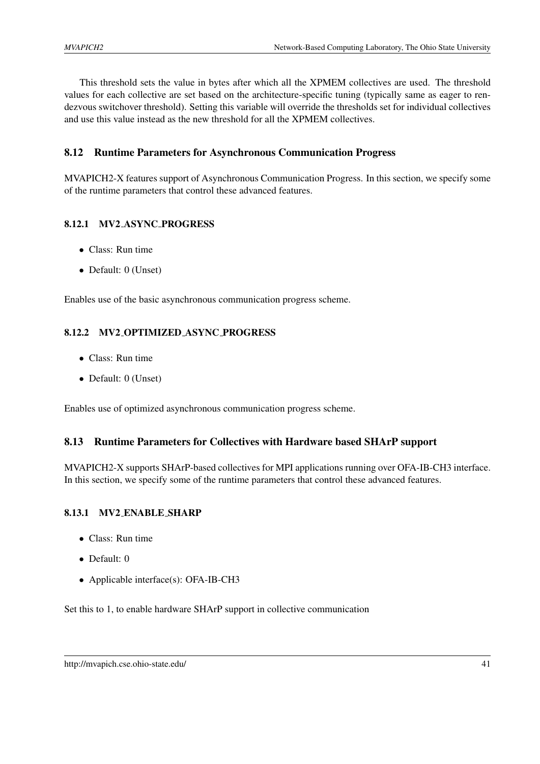This threshold sets the value in bytes after which all the XPMEM collectives are used. The threshold values for each collective are set based on the architecture-specific tuning (typically same as eager to rendezvous switchover threshold). Setting this variable will override the thresholds set for individual collectives and use this value instead as the new threshold for all the XPMEM collectives.

## 8.12 Runtime Parameters for Asynchronous Communication Progress

MVAPICH2-X features support of Asynchronous Communication Progress. In this section, we specify some of the runtime parameters that control these advanced features.

### 8.12.1 MV2_ASYNC_PROGRESS

- Class: Run time
- Default: 0 (Unset)

Enables use of the basic asynchronous communication progress scheme.

### 8.12.2 MV2_OPTIMIZED_ASYNC_PROGRESS

- Class: Run time
- Default: 0 (Unset)

Enables use of optimized asynchronous communication progress scheme.

## 8.13 Runtime Parameters for Collectives with Hardware based SHArP support

MVAPICH2-X supports SHArP-based collectives for MPI applications running over OFA-IB-CH3 interface. In this section, we specify some of the runtime parameters that control these advanced features.

### 8.13.1 MV2_ENABLE_SHARP

- Class: Run time
- Default: 0
- Applicable interface(s): OFA-IB-CH3

Set this to 1, to enable hardware SHArP support in collective communication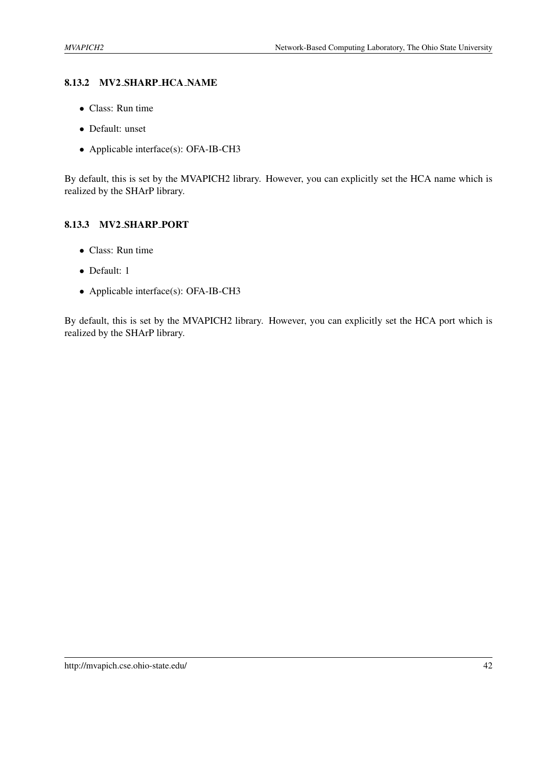### 8.13.2 MV2_SHARP_HCA_NAME

- Class: Run time
- Default: unset
- Applicable interface(s): OFA-IB-CH3

By default, this is set by the MVAPICH2 library. However, you can explicitly set the HCA name which is realized by the SHArP library.

### 8.13.3 MV2_SHARP_PORT

- Class: Run time
- Default: 1
- Applicable interface(s): OFA-IB-CH3

By default, this is set by the MVAPICH2 library. However, you can explicitly set the HCA port which is realized by the SHArP library.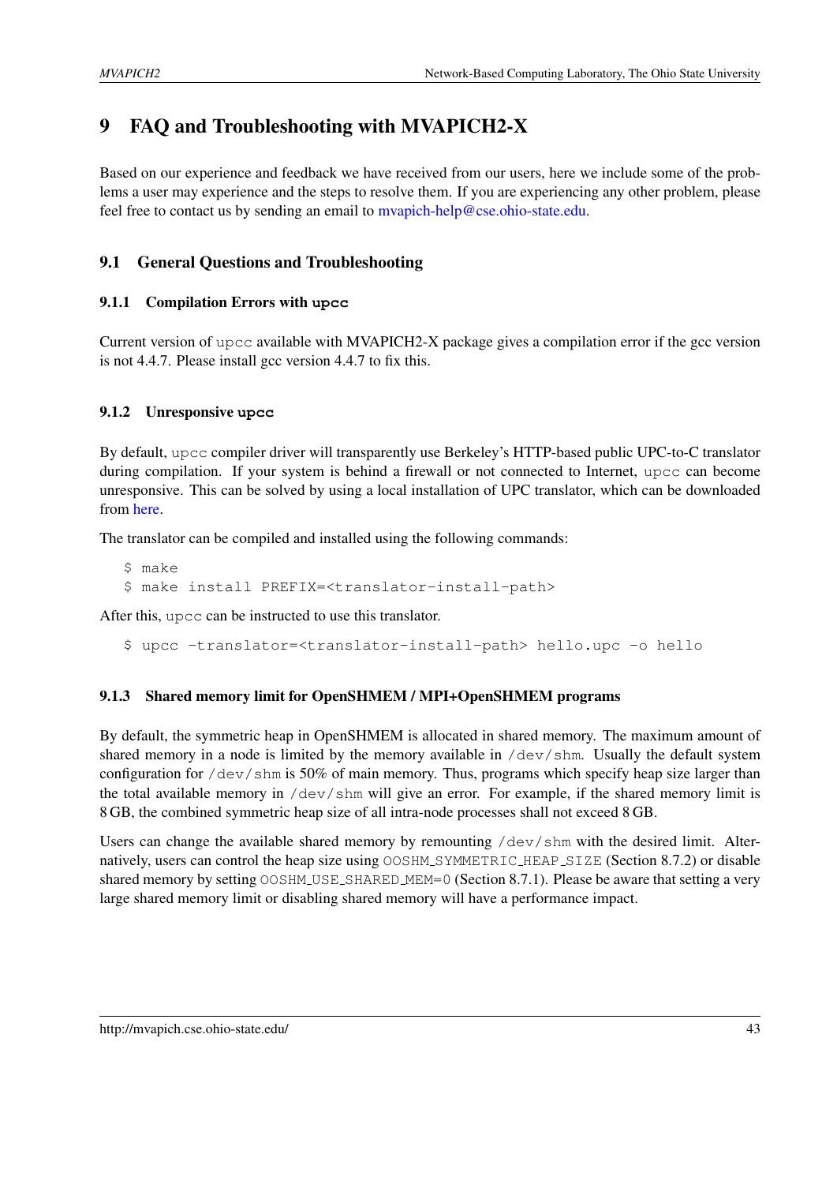# 9 FAQ and Troubleshooting with MVAPICH2-X

Based on our experience and feedback we have received from our users, here we include some of the problems a user may experience and the steps to resolve them. If you are experiencing any other problem, please feel free to contact us by sending an email to mvapich-help@cse.ohio-state.edu.

## 9.1 General Questions and Troubleshooting

### 9.1.1 Compilation Errors with `upcc`

Current version of `upcc` available with MVAPICH2-X package gives a compilation error if the gcc version is not 4.4.7. Please install gcc version 4.4.7 to fix this.

### 9.1.2 Unresponsive `upcc`

By default, `upcc` compiler driver will transparently use Berkeley's HTTP-based public UPC-to-C translator during compilation. If your system is behind a firewall or not connected to Internet, `upcc` can become unresponsive. This can be solved by using a local installation of UPC translator, which can be downloaded from here.

The translator can be compiled and installed using the following commands:

```
$ make
$ make install PREFIX=<translator-install-path>
```

After this, `upcc` can be instructed to use this translator.

```
$ upcc -translator=<translator-install-path> hello.upc -o hello
```

### 9.1.3 Shared memory limit for OpenSHMEM / MPI+OpenSHMEM programs

By default, the symmetric heap in OpenSHMEM is allocated in shared memory. The maximum amount of shared memory in a node is limited by the memory available in `/dev/shm`. Usually the default system configuration for `/dev/shm` is 50% of main memory. Thus, programs which specify heap size larger than the total available memory in `/dev/shm` will give an error. For example, if the shared memory limit is 8 GB, the combined symmetric heap size of all intra-node processes shall not exceed 8 GB.

Users can change the available shared memory by remounting `/dev/shm` with the desired limit. Alternatively, users can control the heap size using `OOSHM_SYMMETRIC_HEAP_SIZE` (Section 8.7.2) or disable shared memory by setting `OOSHM_USE_SHARED_MEM=0` (Section 8.7.1). Please be aware that setting a very large shared memory limit or disabling shared memory will have a performance impact.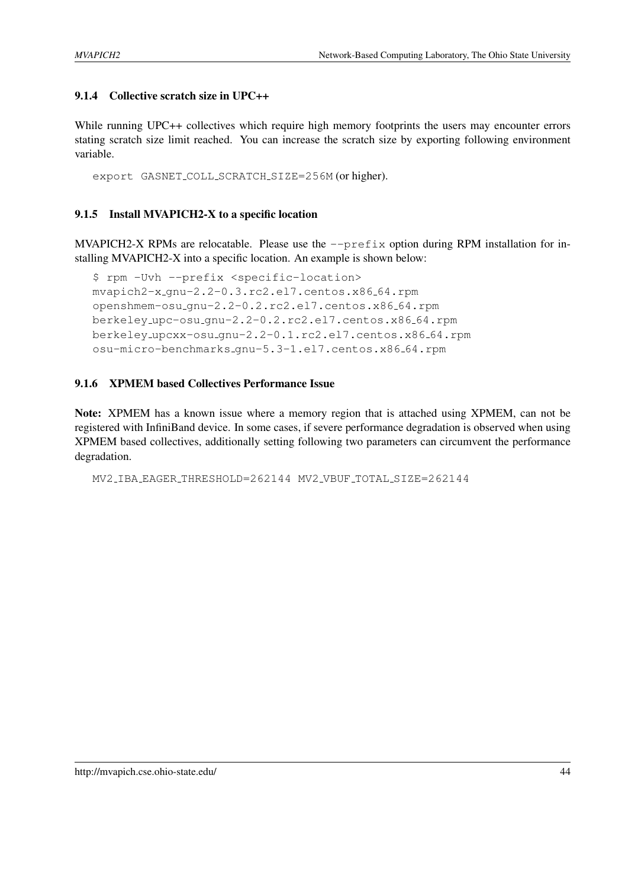### 9.1.4 Collective scratch size in UPC++

While running UPC++ collectives which require high memory footprints the users may encounter errors stating scratch size limit reached. You can increase the scratch size by exporting following environment variable.

```
export GASNET_COLL_SCRATCH_SIZE=256M
```
(or higher).

### 9.1.5 Install MVAPICH2-X to a specific location

MVAPICH2-X RPMs are relocatable. Please use the `--prefix` option during RPM installation for installing MVAPICH2-X into a specific location. An example is shown below:

```
$ rpm -Uvh --prefix <specific-location>
mvapich2-x_gnu-2.2-0.3.rc2.el7.centos.x86_64.rpm
openshmem-osu_gnu-2.2-0.2.rc2.el7.centos.x86_64.rpm
berkeley_upc-osu_gnu-2.2-0.2.rc2.el7.centos.x86_64.rpm
berkeley_upcxx-osu_gnu-2.2-0.1.rc2.el7.centos.x86_64.rpm
osu-micro-benchmarks_gnu-5.3-1.el7.centos.x86_64.rpm
```

### 9.1.6 XPMEM based Collectives Performance Issue

**Note:** XPMEM has a known issue where a memory region that is attached using XPMEM, can not be registered with InfiniBand device. In some cases, if severe performance degradation is observed when using XPMEM based collectives, additionally setting following two parameters can circumvent the performance degradation.

```
MV2_IBA_EAGER_THRESHOLD=262144 MV2_VBUF_TOTAL_SIZE=262144
```